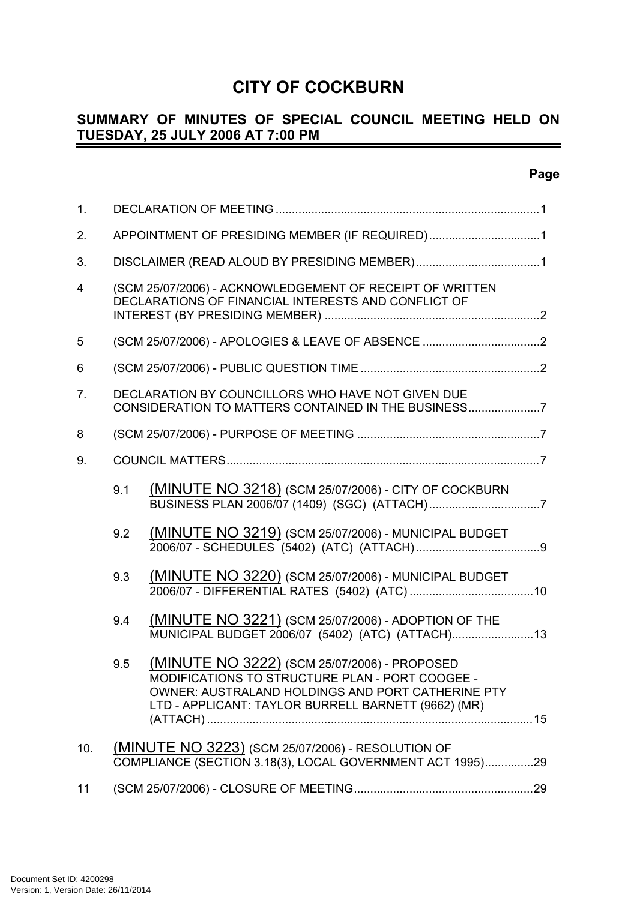# CITY OF COCKBURN

## SUMMARY OF MINUTES OF SPECIAL COUNCIL MEETING HELD ON TUESDAY, 25 JULY 2006 AT 7:00 PM

| | | Page |
|---|---|---|
| 1. | DECLARATION OF MEETING | 1 |
| 2. | APPOINTMENT OF PRESIDING MEMBER (IF REQUIRED) | 1 |
| 3. | DISCLAIMER (READ ALOUD BY PRESIDING MEMBER) | 1 |
| 4 | (SCM 25/07/2006) - ACKNOWLEDGEMENT OF RECEIPT OF WRITTEN DECLARATIONS OF FINANCIAL INTERESTS AND CONFLICT OF INTEREST (BY PRESIDING MEMBER) | 2 |
| 5 | (SCM 25/07/2006) - APOLOGIES & LEAVE OF ABSENCE | 2 |
| 6 | (SCM 25/07/2006) - PUBLIC QUESTION TIME | 2 |
| 7. | DECLARATION BY COUNCILLORS WHO HAVE NOT GIVEN DUE CONSIDERATION TO MATTERS CONTAINED IN THE BUSINESS | 7 |
| 8 | (SCM 25/07/2006) - PURPOSE OF MEETING | 7 |
| 9. | COUNCIL MATTERS | 7 |
| 9.1 | (MINUTE NO 3218) (SCM 25/07/2006) - CITY OF COCKBURN BUSINESS PLAN 2006/07 (1409) (SGC) (ATTACH) | 7 |
| 9.2 | (MINUTE NO 3219) (SCM 25/07/2006) - MUNICIPAL BUDGET 2006/07 - SCHEDULES (5402) (ATC) (ATTACH) | 9 |
| 9.3 | (MINUTE NO 3220) (SCM 25/07/2006) - MUNICIPAL BUDGET 2006/07 - DIFFERENTIAL RATES (5402) (ATC) | 10 |
| 9.4 | (MINUTE NO 3221) (SCM 25/07/2006) - ADOPTION OF THE MUNICIPAL BUDGET 2006/07 (5402) (ATC) (ATTACH) | 13 |
| 9.5 | (MINUTE NO 3222) (SCM 25/07/2006) - PROPOSED MODIFICATIONS TO STRUCTURE PLAN - PORT COOGEE - OWNER: AUSTRALAND HOLDINGS AND PORT CATHERINE PTY LTD - APPLICANT: TAYLOR BURRELL BARNETT (9662) (MR) (ATTACH) | 15 |
| 10. | (MINUTE NO 3223) (SCM 25/07/2006) - RESOLUTION OF COMPLIANCE (SECTION 3.18(3), LOCAL GOVERNMENT ACT 1995) | 29 |
| 11 | (SCM 25/07/2006) - CLOSURE OF MEETING | 29 |

Document Set ID: 4200298
Version: 1, Version Date: 26/11/2014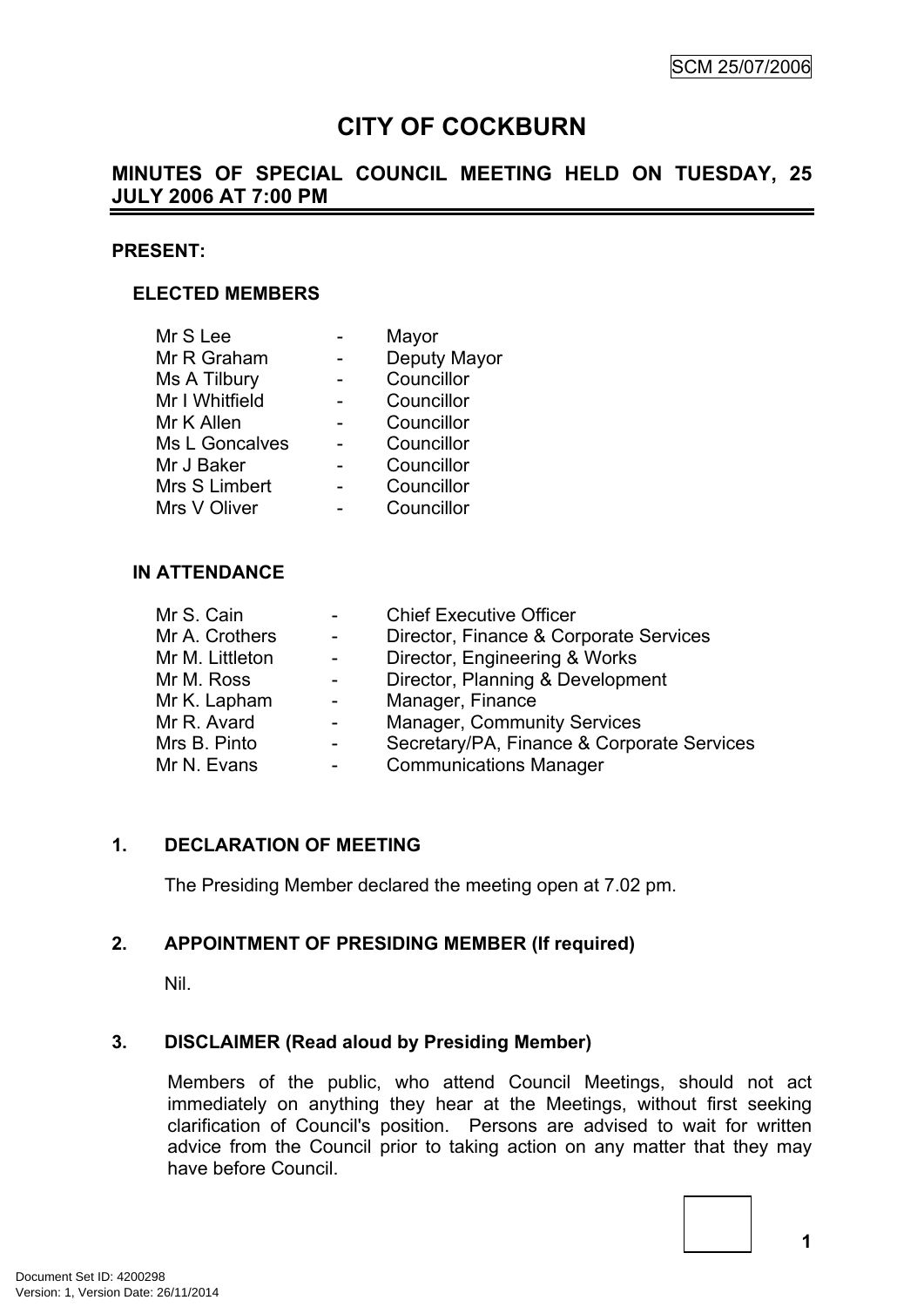SCM 25/07/2006

# CITY OF COCKBURN

## MINUTES OF SPECIAL COUNCIL MEETING HELD ON TUESDAY, 25 JULY 2006 AT 7:00 PM

**PRESENT:**

**ELECTED MEMBERS**

| | | |
|---|---|---|
| Mr S Lee | - | Mayor |
| Mr R Graham | - | Deputy Mayor |
| Ms A Tilbury | - | Councillor |
| Mr I Whitfield | - | Councillor |
| Mr K Allen | - | Councillor |
| Ms L Goncalves | - | Councillor |
| Mr J Baker | - | Councillor |
| Mrs S Limbert | - | Councillor |
| Mrs V Oliver | - | Councillor |

**IN ATTENDANCE**

| | | |
|---|---|---|
| Mr S. Cain | - | Chief Executive Officer |
| Mr A. Crothers | - | Director, Finance & Corporate Services |
| Mr M. Littleton | - | Director, Engineering & Works |
| Mr M. Ross | - | Director, Planning & Development |
| Mr K. Lapham | - | Manager, Finance |
| Mr R. Avard | - | Manager, Community Services |
| Mrs B. Pinto | - | Secretary/PA, Finance & Corporate Services |
| Mr N. Evans | - | Communications Manager |

**1. DECLARATION OF MEETING**

The Presiding Member declared the meeting open at 7.02 pm.

**2. APPOINTMENT OF PRESIDING MEMBER (If required)**

Nil.

**3. DISCLAIMER (Read aloud by Presiding Member)**

Members of the public, who attend Council Meetings, should not act immediately on anything they hear at the Meetings, without first seeking clarification of Council's position. Persons are advised to wait for written advice from the Council prior to taking action on any matter that they may have before Council.

Document Set ID: 4200298
Version: 1, Version Date: 26/11/2014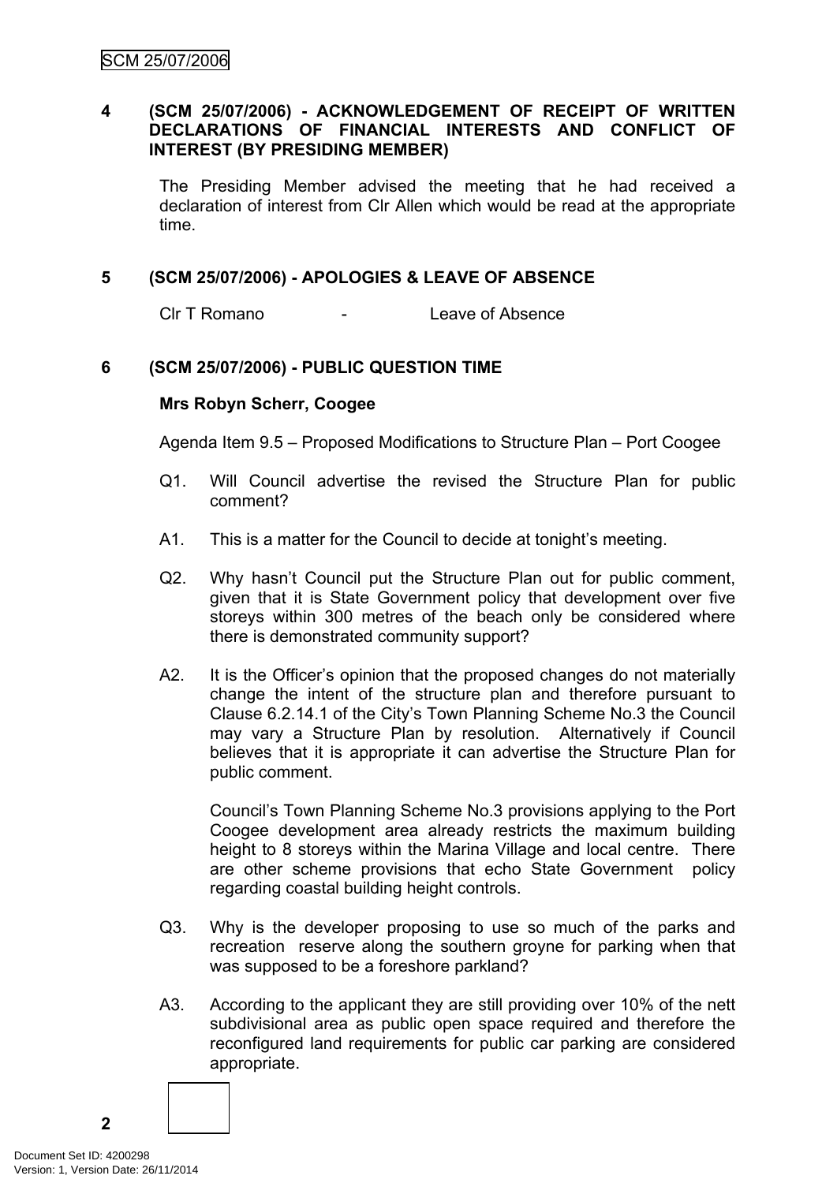## 4 (SCM 25/07/2006) - ACKNOWLEDGEMENT OF RECEIPT OF WRITTEN DECLARATIONS OF FINANCIAL INTERESTS AND CONFLICT OF INTEREST (BY PRESIDING MEMBER)

The Presiding Member advised the meeting that he had received a declaration of interest from Clr Allen which would be read at the appropriate time.

## 5 (SCM 25/07/2006) - APOLOGIES & LEAVE OF ABSENCE

Clr T Romano - Leave of Absence

## 6 (SCM 25/07/2006) - PUBLIC QUESTION TIME

**Mrs Robyn Scherr, Coogee**

Agenda Item 9.5 – Proposed Modifications to Structure Plan – Port Coogee

Q1. Will Council advertise the revised the Structure Plan for public comment?

A1. This is a matter for the Council to decide at tonight's meeting.

Q2. Why hasn't Council put the Structure Plan out for public comment, given that it is State Government policy that development over five storeys within 300 metres of the beach only be considered where there is demonstrated community support?

A2. It is the Officer's opinion that the proposed changes do not materially change the intent of the structure plan and therefore pursuant to Clause 6.2.14.1 of the City's Town Planning Scheme No.3 the Council may vary a Structure Plan by resolution. Alternatively if Council believes that it is appropriate it can advertise the Structure Plan for public comment.

Council's Town Planning Scheme No.3 provisions applying to the Port Coogee development area already restricts the maximum building height to 8 storeys within the Marina Village and local centre. There are other scheme provisions that echo State Government policy regarding coastal building height controls.

Q3. Why is the developer proposing to use so much of the parks and recreation reserve along the southern groyne for parking when that was supposed to be a foreshore parkland?

A3. According to the applicant they are still providing over 10% of the nett subdivisional area as public open space required and therefore the reconfigured land requirements for public car parking are considered appropriate.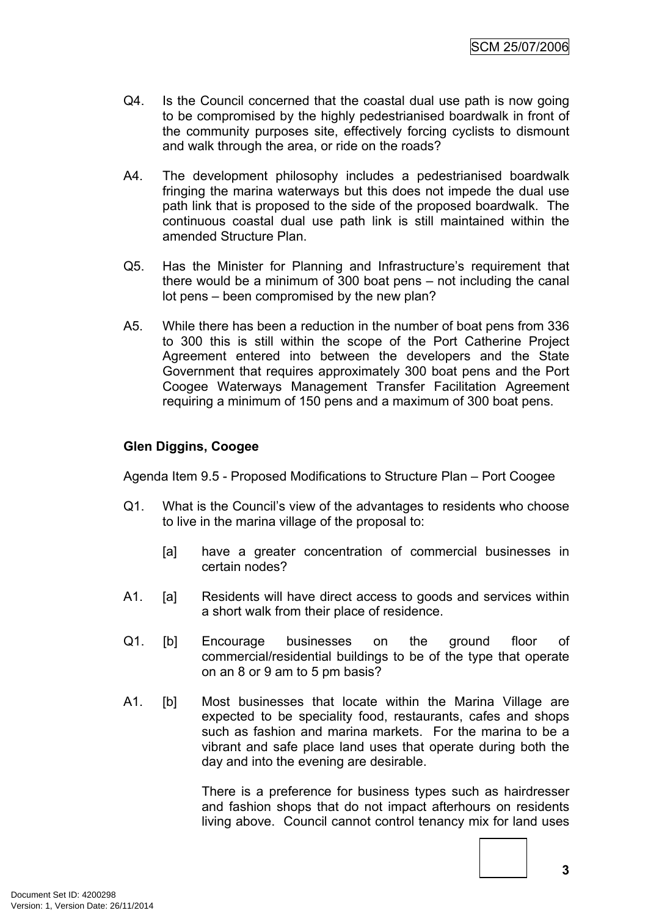Q4. Is the Council concerned that the coastal dual use path is now going to be compromised by the highly pedestrianised boardwalk in front of the community purposes site, effectively forcing cyclists to dismount and walk through the area, or ride on the roads?

A4. The development philosophy includes a pedestrianised boardwalk fringing the marina waterways but this does not impede the dual use path link that is proposed to the side of the proposed boardwalk. The continuous coastal dual use path link is still maintained within the amended Structure Plan.

Q5. Has the Minister for Planning and Infrastructure's requirement that there would be a minimum of 300 boat pens – not including the canal lot pens – been compromised by the new plan?

A5. While there has been a reduction in the number of boat pens from 336 to 300 this is still within the scope of the Port Catherine Project Agreement entered into between the developers and the State Government that requires approximately 300 boat pens and the Port Coogee Waterways Management Transfer Facilitation Agreement requiring a minimum of 150 pens and a maximum of 300 boat pens.

**Glen Diggins, Coogee**

Agenda Item 9.5 - Proposed Modifications to Structure Plan – Port Coogee

Q1. What is the Council's view of the advantages to residents who choose to live in the marina village of the proposal to:

[a] have a greater concentration of commercial businesses in certain nodes?

A1. [a] Residents will have direct access to goods and services within a short walk from their place of residence.

Q1. [b] Encourage businesses on the ground floor of commercial/residential buildings to be of the type that operate on an 8 or 9 am to 5 pm basis?

A1. [b] Most businesses that locate within the Marina Village are expected to be speciality food, restaurants, cafes and shops such as fashion and marina markets. For the marina to be a vibrant and safe place land uses that operate during both the day and into the evening are desirable.

There is a preference for business types such as hairdresser and fashion shops that do not impact afterhours on residents living above. Council cannot control tenancy mix for land uses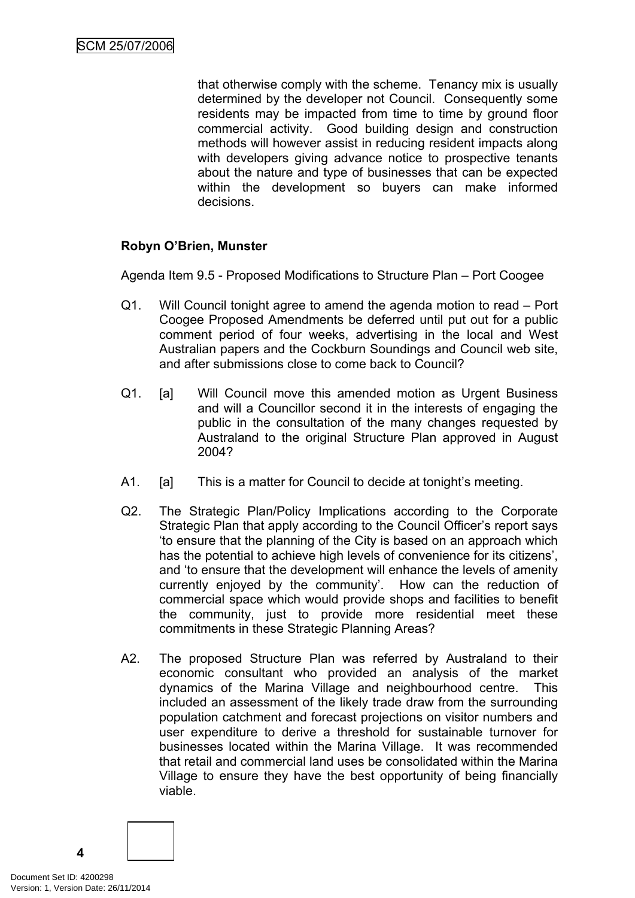that otherwise comply with the scheme. Tenancy mix is usually determined by the developer not Council. Consequently some residents may be impacted from time to time by ground floor commercial activity. Good building design and construction methods will however assist in reducing resident impacts along with developers giving advance notice to prospective tenants about the nature and type of businesses that can be expected within the development so buyers can make informed decisions.

**Robyn O'Brien, Munster**

Agenda Item 9.5 - Proposed Modifications to Structure Plan – Port Coogee

Q1. Will Council tonight agree to amend the agenda motion to read – Port Coogee Proposed Amendments be deferred until put out for a public comment period of four weeks, advertising in the local and West Australian papers and the Cockburn Soundings and Council web site, and after submissions close to come back to Council?

Q1. [a] Will Council move this amended motion as Urgent Business and will a Councillor second it in the interests of engaging the public in the consultation of the many changes requested by Australand to the original Structure Plan approved in August 2004?

A1. [a] This is a matter for Council to decide at tonight's meeting.

Q2. The Strategic Plan/Policy Implications according to the Corporate Strategic Plan that apply according to the Council Officer's report says 'to ensure that the planning of the City is based on an approach which has the potential to achieve high levels of convenience for its citizens', and 'to ensure that the development will enhance the levels of amenity currently enjoyed by the community'. How can the reduction of commercial space which would provide shops and facilities to benefit the community, just to provide more residential meet these commitments in these Strategic Planning Areas?

A2. The proposed Structure Plan was referred by Australand to their economic consultant who provided an analysis of the market dynamics of the Marina Village and neighbourhood centre. This included an assessment of the likely trade draw from the surrounding population catchment and forecast projections on visitor numbers and user expenditure to derive a threshold for sustainable turnover for businesses located within the Marina Village. It was recommended that retail and commercial land uses be consolidated within the Marina Village to ensure they have the best opportunity of being financially viable.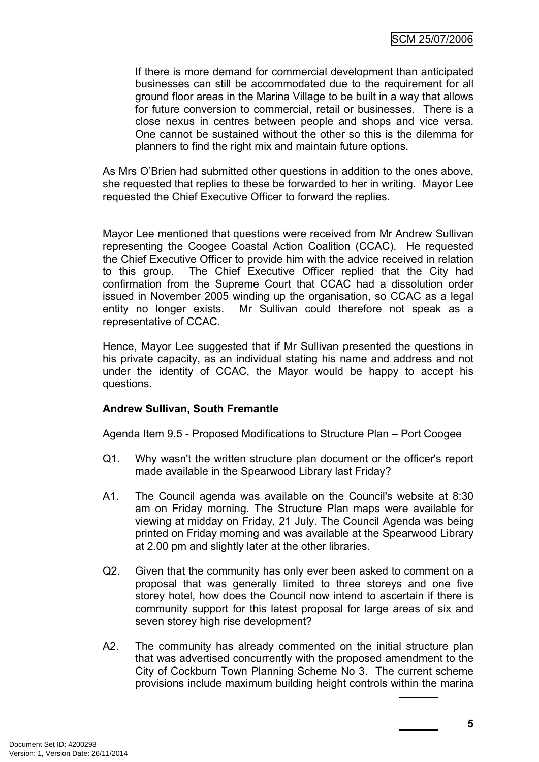If there is more demand for commercial development than anticipated businesses can still be accommodated due to the requirement for all ground floor areas in the Marina Village to be built in a way that allows for future conversion to commercial, retail or businesses. There is a close nexus in centres between people and shops and vice versa. One cannot be sustained without the other so this is the dilemma for planners to find the right mix and maintain future options.

As Mrs O'Brien had submitted other questions in addition to the ones above, she requested that replies to these be forwarded to her in writing. Mayor Lee requested the Chief Executive Officer to forward the replies.

Mayor Lee mentioned that questions were received from Mr Andrew Sullivan representing the Coogee Coastal Action Coalition (CCAC). He requested the Chief Executive Officer to provide him with the advice received in relation to this group. The Chief Executive Officer replied that the City had confirmation from the Supreme Court that CCAC had a dissolution order issued in November 2005 winding up the organisation, so CCAC as a legal entity no longer exists. Mr Sullivan could therefore not speak as a representative of CCAC.

Hence, Mayor Lee suggested that if Mr Sullivan presented the questions in his private capacity, as an individual stating his name and address and not under the identity of CCAC, the Mayor would be happy to accept his questions.

**Andrew Sullivan, South Fremantle**

Agenda Item 9.5 - Proposed Modifications to Structure Plan – Port Coogee

Q1. Why wasn't the written structure plan document or the officer's report made available in the Spearwood Library last Friday?

A1. The Council agenda was available on the Council's website at 8:30 am on Friday morning. The Structure Plan maps were available for viewing at midday on Friday, 21 July. The Council Agenda was being printed on Friday morning and was available at the Spearwood Library at 2.00 pm and slightly later at the other libraries.

Q2. Given that the community has only ever been asked to comment on a proposal that was generally limited to three storeys and one five storey hotel, how does the Council now intend to ascertain if there is community support for this latest proposal for large areas of six and seven storey high rise development?

A2. The community has already commented on the initial structure plan that was advertised concurrently with the proposed amendment to the City of Cockburn Town Planning Scheme No 3. The current scheme provisions include maximum building height controls within the marina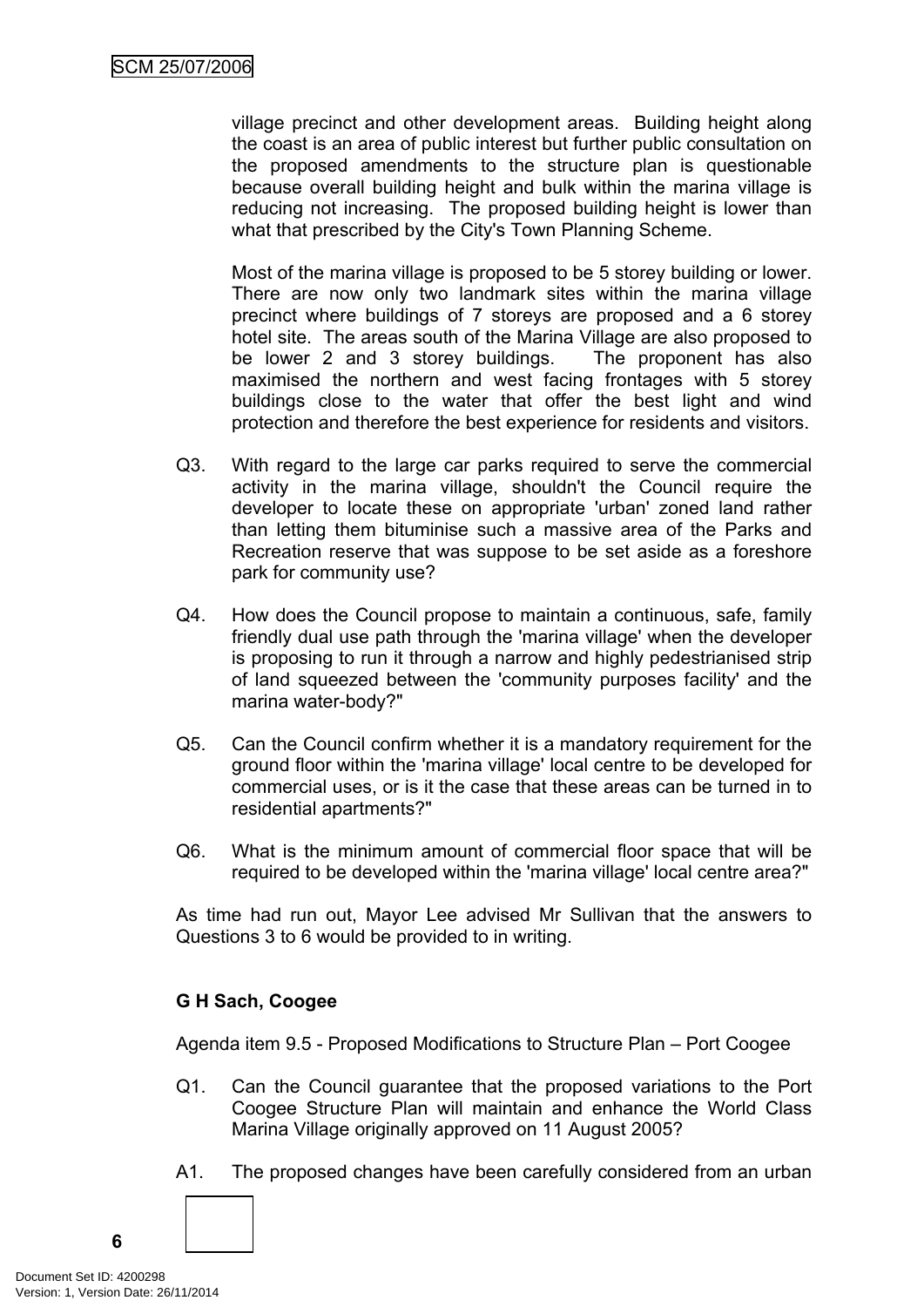village precinct and other development areas. Building height along the coast is an area of public interest but further public consultation on the proposed amendments to the structure plan is questionable because overall building height and bulk within the marina village is reducing not increasing. The proposed building height is lower than what that prescribed by the City's Town Planning Scheme.

Most of the marina village is proposed to be 5 storey building or lower. There are now only two landmark sites within the marina village precinct where buildings of 7 storeys are proposed and a 6 storey hotel site. The areas south of the Marina Village are also proposed to be lower 2 and 3 storey buildings. The proponent has also maximised the northern and west facing frontages with 5 storey buildings close to the water that offer the best light and wind protection and therefore the best experience for residents and visitors.

Q3. With regard to the large car parks required to serve the commercial activity in the marina village, shouldn't the Council require the developer to locate these on appropriate 'urban' zoned land rather than letting them bituminise such a massive area of the Parks and Recreation reserve that was suppose to be set aside as a foreshore park for community use?

Q4. How does the Council propose to maintain a continuous, safe, family friendly dual use path through the 'marina village' when the developer is proposing to run it through a narrow and highly pedestrianised strip of land squeezed between the 'community purposes facility' and the marina water-body?"

Q5. Can the Council confirm whether it is a mandatory requirement for the ground floor within the 'marina village' local centre to be developed for commercial uses, or is it the case that these areas can be turned in to residential apartments?"

Q6. What is the minimum amount of commercial floor space that will be required to be developed within the 'marina village' local centre area?"

As time had run out, Mayor Lee advised Mr Sullivan that the answers to Questions 3 to 6 would be provided to in writing.

**G H Sach, Coogee**

Agenda item 9.5 - Proposed Modifications to Structure Plan – Port Coogee

Q1. Can the Council guarantee that the proposed variations to the Port Coogee Structure Plan will maintain and enhance the World Class Marina Village originally approved on 11 August 2005?

A1. The proposed changes have been carefully considered from an urban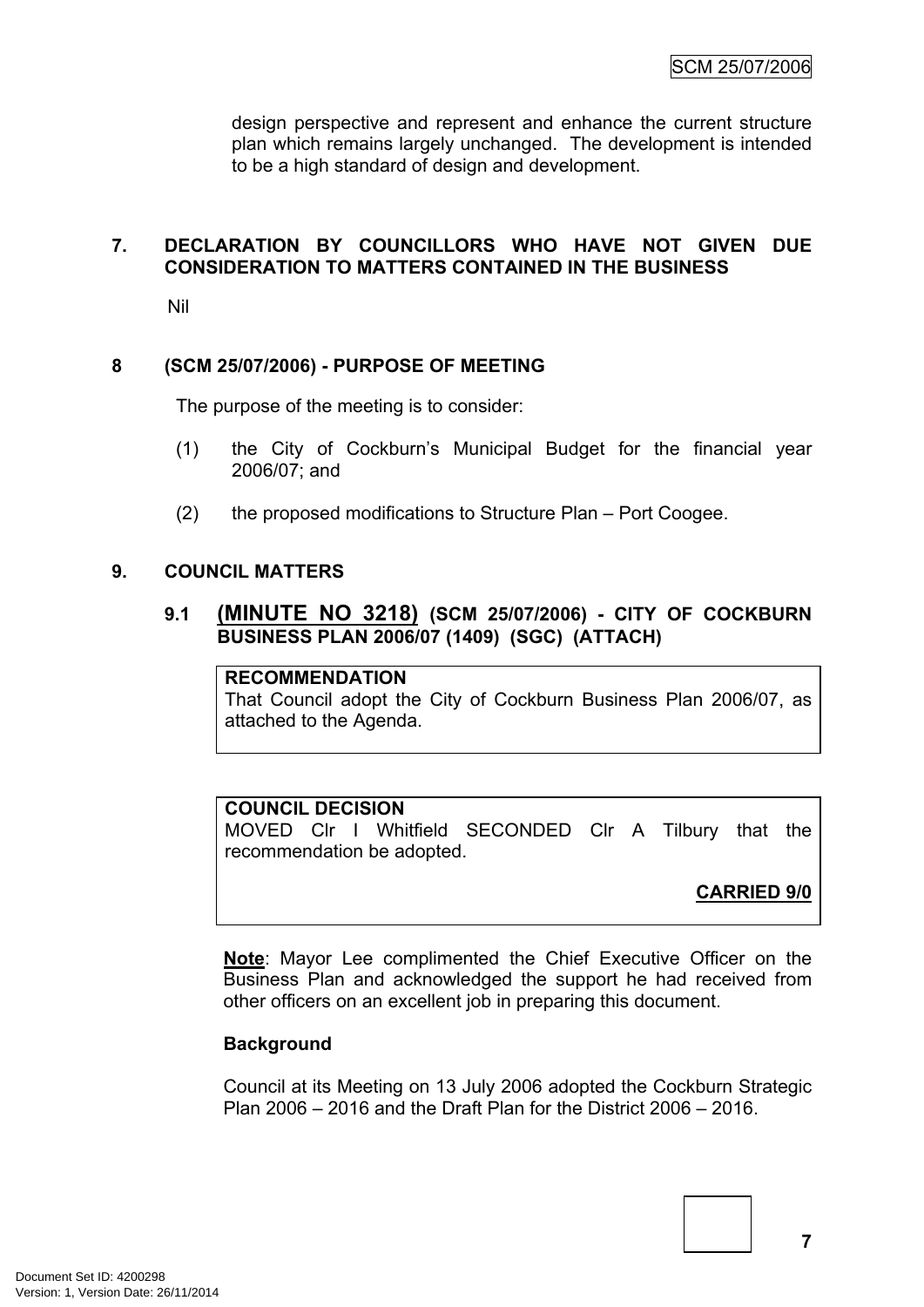design perspective and represent and enhance the current structure plan which remains largely unchanged. The development is intended to be a high standard of design and development.

## 7. DECLARATION BY COUNCILLORS WHO HAVE NOT GIVEN DUE CONSIDERATION TO MATTERS CONTAINED IN THE BUSINESS

Nil

## 8 (SCM 25/07/2006) - PURPOSE OF MEETING

The purpose of the meeting is to consider:

(1) the City of Cockburn's Municipal Budget for the financial year 2006/07; and

(2) the proposed modifications to Structure Plan – Port Coogee.

## 9. COUNCIL MATTERS

### 9.1 (MINUTE NO 3218) (SCM 25/07/2006) - CITY OF COCKBURN BUSINESS PLAN 2006/07 (1409) (SGC) (ATTACH)

**RECOMMENDATION**
That Council adopt the City of Cockburn Business Plan 2006/07, as attached to the Agenda.

**COUNCIL DECISION**
MOVED Clr I Whitfield SECONDED Clr A Tilbury that the recommendation be adopted.

**CARRIED 9/0**

**Note**: Mayor Lee complimented the Chief Executive Officer on the Business Plan and acknowledged the support he had received from other officers on an excellent job in preparing this document.

**Background**

Council at its Meeting on 13 July 2006 adopted the Cockburn Strategic Plan 2006 – 2016 and the Draft Plan for the District 2006 – 2016.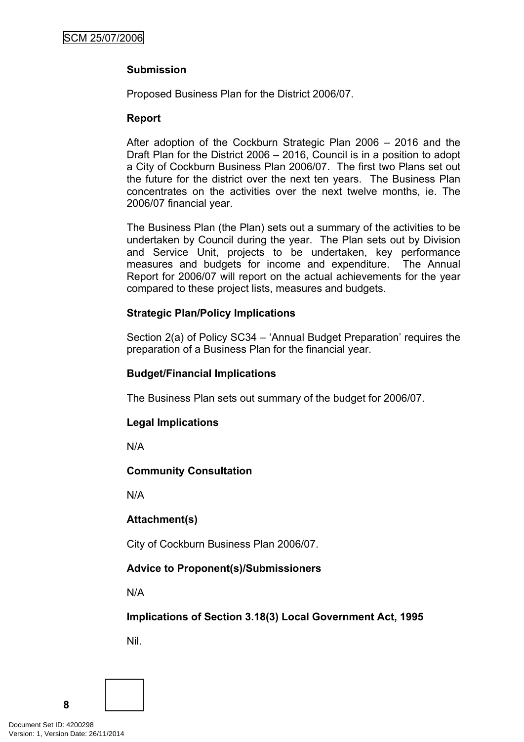**Submission**

Proposed Business Plan for the District 2006/07.

**Report**

After adoption of the Cockburn Strategic Plan 2006 – 2016 and the Draft Plan for the District 2006 – 2016, Council is in a position to adopt a City of Cockburn Business Plan 2006/07. The first two Plans set out the future for the district over the next ten years. The Business Plan concentrates on the activities over the next twelve months, ie. The 2006/07 financial year.

The Business Plan (the Plan) sets out a summary of the activities to be undertaken by Council during the year. The Plan sets out by Division and Service Unit, projects to be undertaken, key performance measures and budgets for income and expenditure. The Annual Report for 2006/07 will report on the actual achievements for the year compared to these project lists, measures and budgets.

**Strategic Plan/Policy Implications**

Section 2(a) of Policy SC34 – 'Annual Budget Preparation' requires the preparation of a Business Plan for the financial year.

**Budget/Financial Implications**

The Business Plan sets out summary of the budget for 2006/07.

**Legal Implications**

N/A

**Community Consultation**

N/A

**Attachment(s)**

City of Cockburn Business Plan 2006/07.

**Advice to Proponent(s)/Submissioners**

N/A

**Implications of Section 3.18(3) Local Government Act, 1995**

Nil.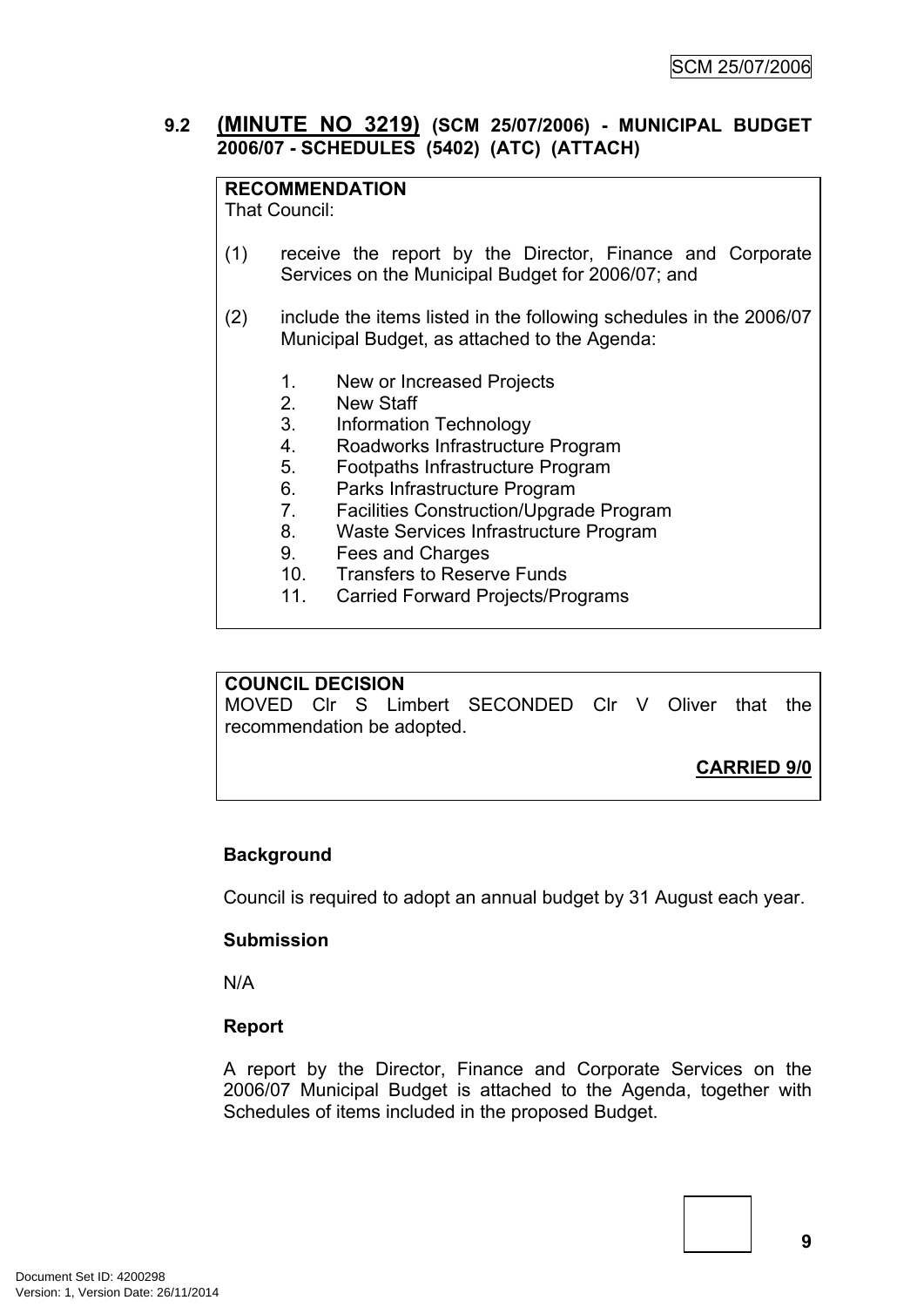## 9.2 (MINUTE NO 3219) (SCM 25/07/2006) - MUNICIPAL BUDGET 2006/07 - SCHEDULES (5402) (ATC) (ATTACH)

**RECOMMENDATION**

That Council:

(1) receive the report by the Director, Finance and Corporate Services on the Municipal Budget for 2006/07; and

(2) include the items listed in the following schedules in the 2006/07 Municipal Budget, as attached to the Agenda:

1. New or Increased Projects
2. New Staff
3. Information Technology
4. Roadworks Infrastructure Program
5. Footpaths Infrastructure Program
6. Parks Infrastructure Program
7. Facilities Construction/Upgrade Program
8. Waste Services Infrastructure Program
9. Fees and Charges
10. Transfers to Reserve Funds
11. Carried Forward Projects/Programs

**COUNCIL DECISION**

MOVED Clr S Limbert SECONDED Clr V Oliver that the recommendation be adopted.

**CARRIED 9/0**

**Background**

Council is required to adopt an annual budget by 31 August each year.

**Submission**

N/A

**Report**

A report by the Director, Finance and Corporate Services on the 2006/07 Municipal Budget is attached to the Agenda, together with Schedules of items included in the proposed Budget.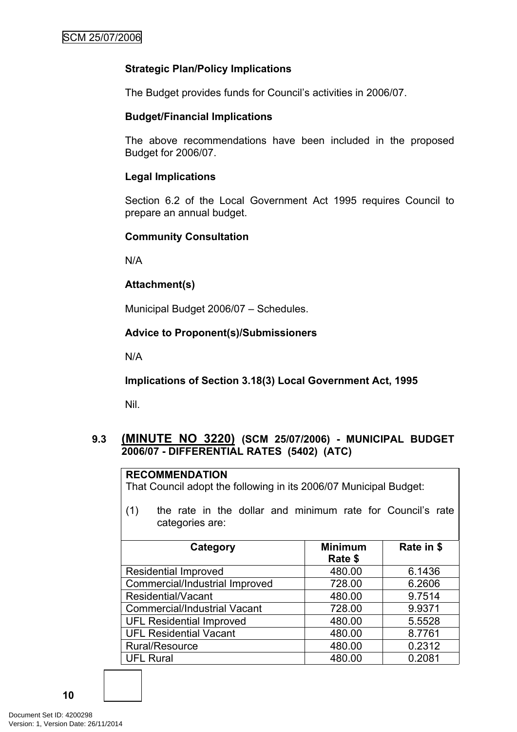**Strategic Plan/Policy Implications**

The Budget provides funds for Council's activities in 2006/07.

**Budget/Financial Implications**

The above recommendations have been included in the proposed Budget for 2006/07.

**Legal Implications**

Section 6.2 of the Local Government Act 1995 requires Council to prepare an annual budget.

**Community Consultation**

N/A

**Attachment(s)**

Municipal Budget 2006/07 – Schedules.

**Advice to Proponent(s)/Submissioners**

N/A

**Implications of Section 3.18(3) Local Government Act, 1995**

Nil.

### 9.3 (MINUTE NO 3220) (SCM 25/07/2006) - MUNICIPAL BUDGET 2006/07 - DIFFERENTIAL RATES (5402) (ATC)

**RECOMMENDATION**

That Council adopt the following in its 2006/07 Municipal Budget:

(1) the rate in the dollar and minimum rate for Council's rate categories are:

| Category | Minimum Rate $ | Rate in $ |
|---|---|---|
| Residential Improved | 480.00 | 6.1436 |
| Commercial/Industrial Improved | 728.00 | 6.2606 |
| Residential/Vacant | 480.00 | 9.7514 |
| Commercial/Industrial Vacant | 728.00 | 9.9371 |
| UFL Residential Improved | 480.00 | 5.5528 |
| UFL Residential Vacant | 480.00 | 8.7761 |
| Rural/Resource | 480.00 | 0.2312 |
| UFL Rural | 480.00 | 0.2081 |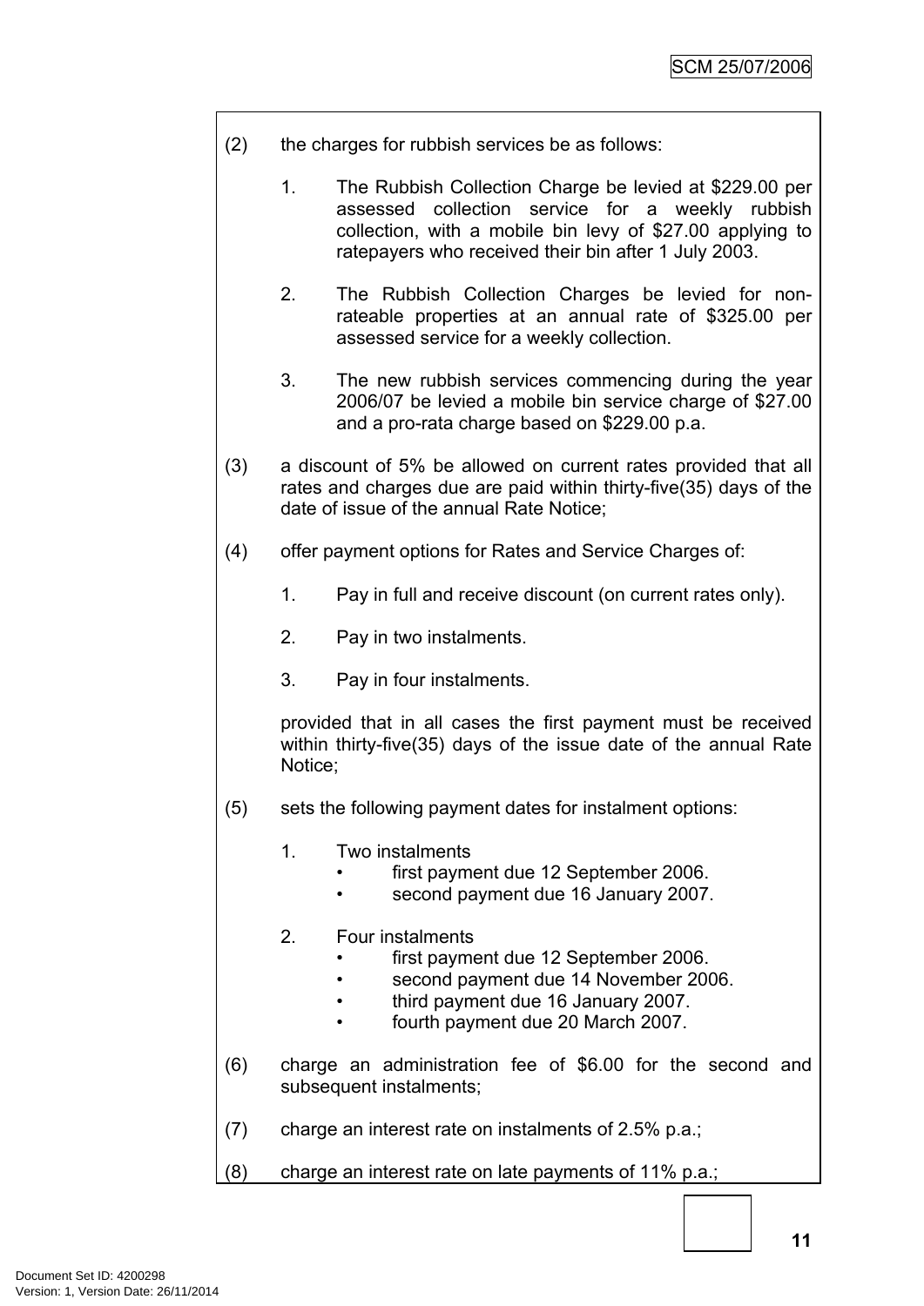(2) the charges for rubbish services be as follows:

1. The Rubbish Collection Charge be levied at $229.00 per assessed collection service for a weekly rubbish collection, with a mobile bin levy of $27.00 applying to ratepayers who received their bin after 1 July 2003.

2. The Rubbish Collection Charges be levied for non-rateable properties at an annual rate of $325.00 per assessed service for a weekly collection.

3. The new rubbish services commencing during the year 2006/07 be levied a mobile bin service charge of $27.00 and a pro-rata charge based on $229.00 p.a.

(3) a discount of 5% be allowed on current rates provided that all rates and charges due are paid within thirty-five(35) days of the date of issue of the annual Rate Notice;

(4) offer payment options for Rates and Service Charges of:

1. Pay in full and receive discount (on current rates only).

2. Pay in two instalments.

3. Pay in four instalments.

provided that in all cases the first payment must be received within thirty-five(35) days of the issue date of the annual Rate Notice;

(5) sets the following payment dates for instalment options:

1. Two instalments
   - first payment due 12 September 2006.
   - second payment due 16 January 2007.

2. Four instalments
   - first payment due 12 September 2006.
   - second payment due 14 November 2006.
   - third payment due 16 January 2007.
   - fourth payment due 20 March 2007.

(6) charge an administration fee of $6.00 for the second and subsequent instalments;

(7) charge an interest rate on instalments of 2.5% p.a.;

(8) charge an interest rate on late payments of 11% p.a.;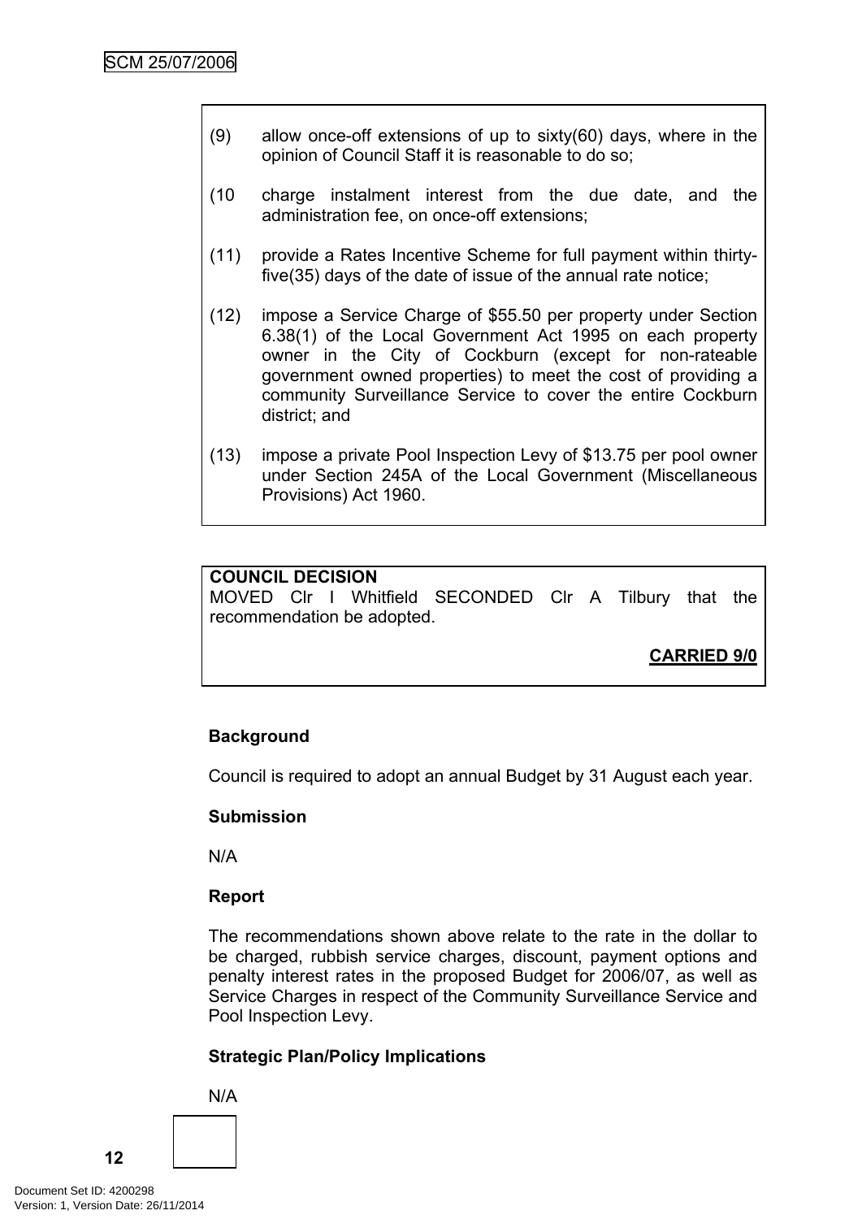(9) allow once-off extensions of up to sixty(60) days, where in the opinion of Council Staff it is reasonable to do so;

(10 charge instalment interest from the due date, and the administration fee, on once-off extensions;

(11) provide a Rates Incentive Scheme for full payment within thirty-five(35) days of the date of issue of the annual rate notice;

(12) impose a Service Charge of $55.50 per property under Section 6.38(1) of the Local Government Act 1995 on each property owner in the City of Cockburn (except for non-rateable government owned properties) to meet the cost of providing a community Surveillance Service to cover the entire Cockburn district; and

(13) impose a private Pool Inspection Levy of $13.75 per pool owner under Section 245A of the Local Government (Miscellaneous Provisions) Act 1960.

**COUNCIL DECISION**
MOVED Clr I Whitfield SECONDED Clr A Tilbury that the recommendation be adopted.

**CARRIED 9/0**

**Background**

Council is required to adopt an annual Budget by 31 August each year.

**Submission**

N/A

**Report**

The recommendations shown above relate to the rate in the dollar to be charged, rubbish service charges, discount, payment options and penalty interest rates in the proposed Budget for 2006/07, as well as Service Charges in respect of the Community Surveillance Service and Pool Inspection Levy.

**Strategic Plan/Policy Implications**

N/A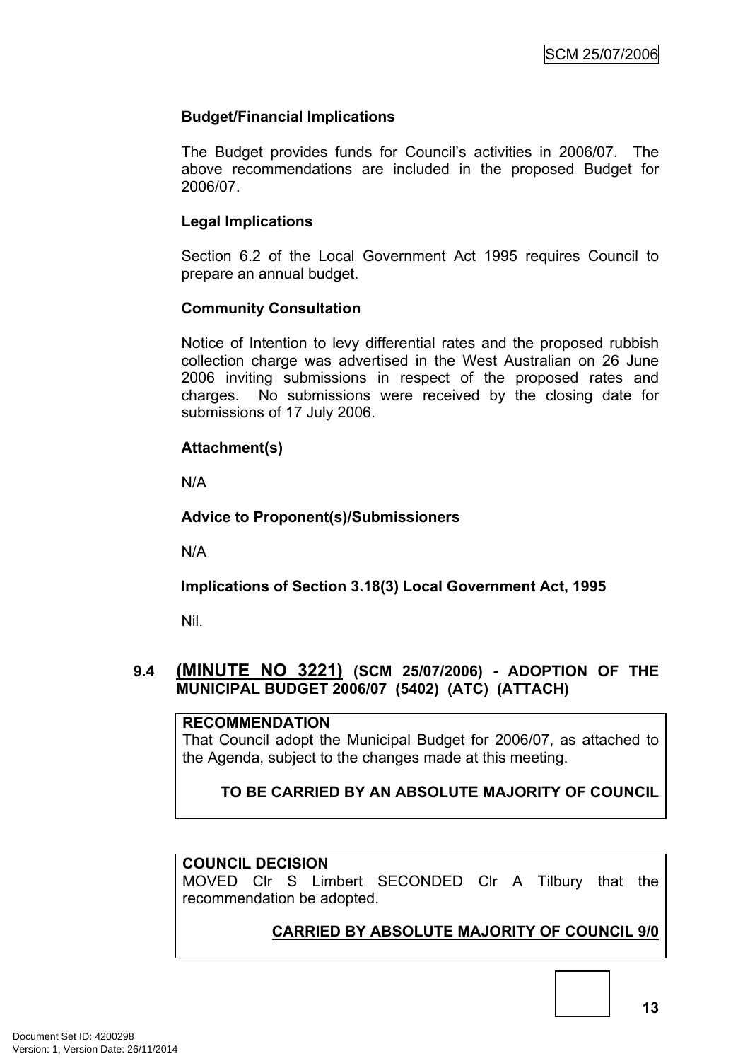**Budget/Financial Implications**

The Budget provides funds for Council's activities in 2006/07. The above recommendations are included in the proposed Budget for 2006/07.

**Legal Implications**

Section 6.2 of the Local Government Act 1995 requires Council to prepare an annual budget.

**Community Consultation**

Notice of Intention to levy differential rates and the proposed rubbish collection charge was advertised in the West Australian on 26 June 2006 inviting submissions in respect of the proposed rates and charges. No submissions were received by the closing date for submissions of 17 July 2006.

**Attachment(s)**

N/A

**Advice to Proponent(s)/Submissioners**

N/A

**Implications of Section 3.18(3) Local Government Act, 1995**

Nil.

## 9.4 (MINUTE NO 3221) (SCM 25/07/2006) - ADOPTION OF THE MUNICIPAL BUDGET 2006/07 (5402) (ATC) (ATTACH)

**RECOMMENDATION**

That Council adopt the Municipal Budget for 2006/07, as attached to the Agenda, subject to the changes made at this meeting.

**TO BE CARRIED BY AN ABSOLUTE MAJORITY OF COUNCIL**

**COUNCIL DECISION**

MOVED Clr S Limbert SECONDED Clr A Tilbury that the recommendation be adopted.

**CARRIED BY ABSOLUTE MAJORITY OF COUNCIL 9/0**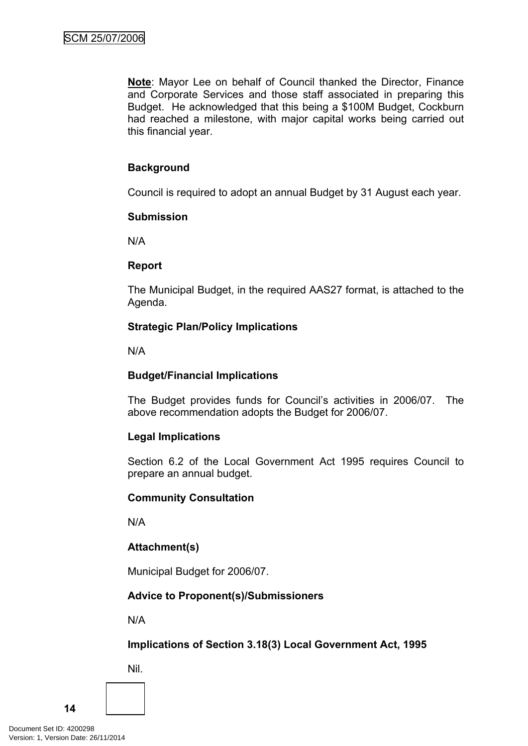**Note**: Mayor Lee on behalf of Council thanked the Director, Finance and Corporate Services and those staff associated in preparing this Budget. He acknowledged that this being a $100M Budget, Cockburn had reached a milestone, with major capital works being carried out this financial year.

**Background**

Council is required to adopt an annual Budget by 31 August each year.

**Submission**

N/A

**Report**

The Municipal Budget, in the required AAS27 format, is attached to the Agenda.

**Strategic Plan/Policy Implications**

N/A

**Budget/Financial Implications**

The Budget provides funds for Council's activities in 2006/07. The above recommendation adopts the Budget for 2006/07.

**Legal Implications**

Section 6.2 of the Local Government Act 1995 requires Council to prepare an annual budget.

**Community Consultation**

N/A

**Attachment(s)**

Municipal Budget for 2006/07.

**Advice to Proponent(s)/Submissioners**

N/A

**Implications of Section 3.18(3) Local Government Act, 1995**

Nil.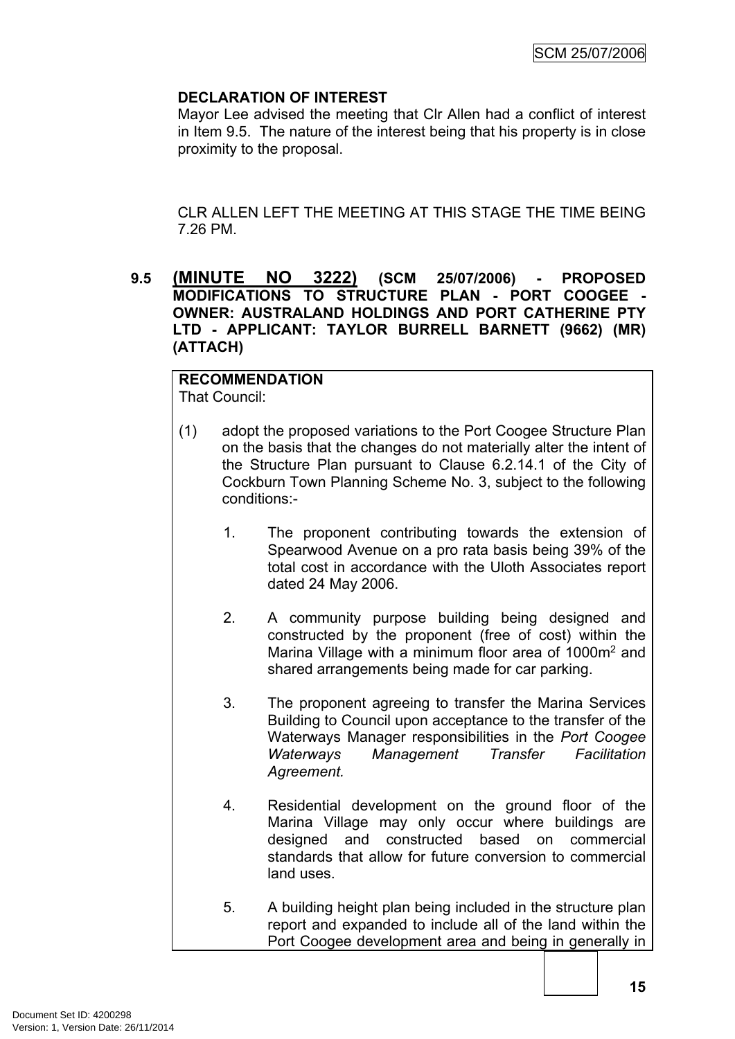**DECLARATION OF INTEREST**

Mayor Lee advised the meeting that Clr Allen had a conflict of interest in Item 9.5. The nature of the interest being that his property is in close proximity to the proposal.

CLR ALLEN LEFT THE MEETING AT THIS STAGE THE TIME BEING 7.26 PM.

**9.5 (MINUTE NO 3222) (SCM 25/07/2006) - PROPOSED MODIFICATIONS TO STRUCTURE PLAN - PORT COOGEE - OWNER: AUSTRALAND HOLDINGS AND PORT CATHERINE PTY LTD - APPLICANT: TAYLOR BURRELL BARNETT (9662) (MR) (ATTACH)**

**RECOMMENDATION**

That Council:

(1) adopt the proposed variations to the Port Coogee Structure Plan on the basis that the changes do not materially alter the intent of the Structure Plan pursuant to Clause 6.2.14.1 of the City of Cockburn Town Planning Scheme No. 3, subject to the following conditions:-

1. The proponent contributing towards the extension of Spearwood Avenue on a pro rata basis being 39% of the total cost in accordance with the Uloth Associates report dated 24 May 2006.

2. A community purpose building being designed and constructed by the proponent (free of cost) within the Marina Village with a minimum floor area of 1000m$^2$ and shared arrangements being made for car parking.

3. The proponent agreeing to transfer the Marina Services Building to Council upon acceptance to the transfer of the Waterways Manager responsibilities in the *Port Coogee Waterways Management Transfer Facilitation Agreement.*

4. Residential development on the ground floor of the Marina Village may only occur where buildings are designed and constructed based on commercial standards that allow for future conversion to commercial land uses.

5. A building height plan being included in the structure plan report and expanded to include all of the land within the Port Coogee development area and being in generally in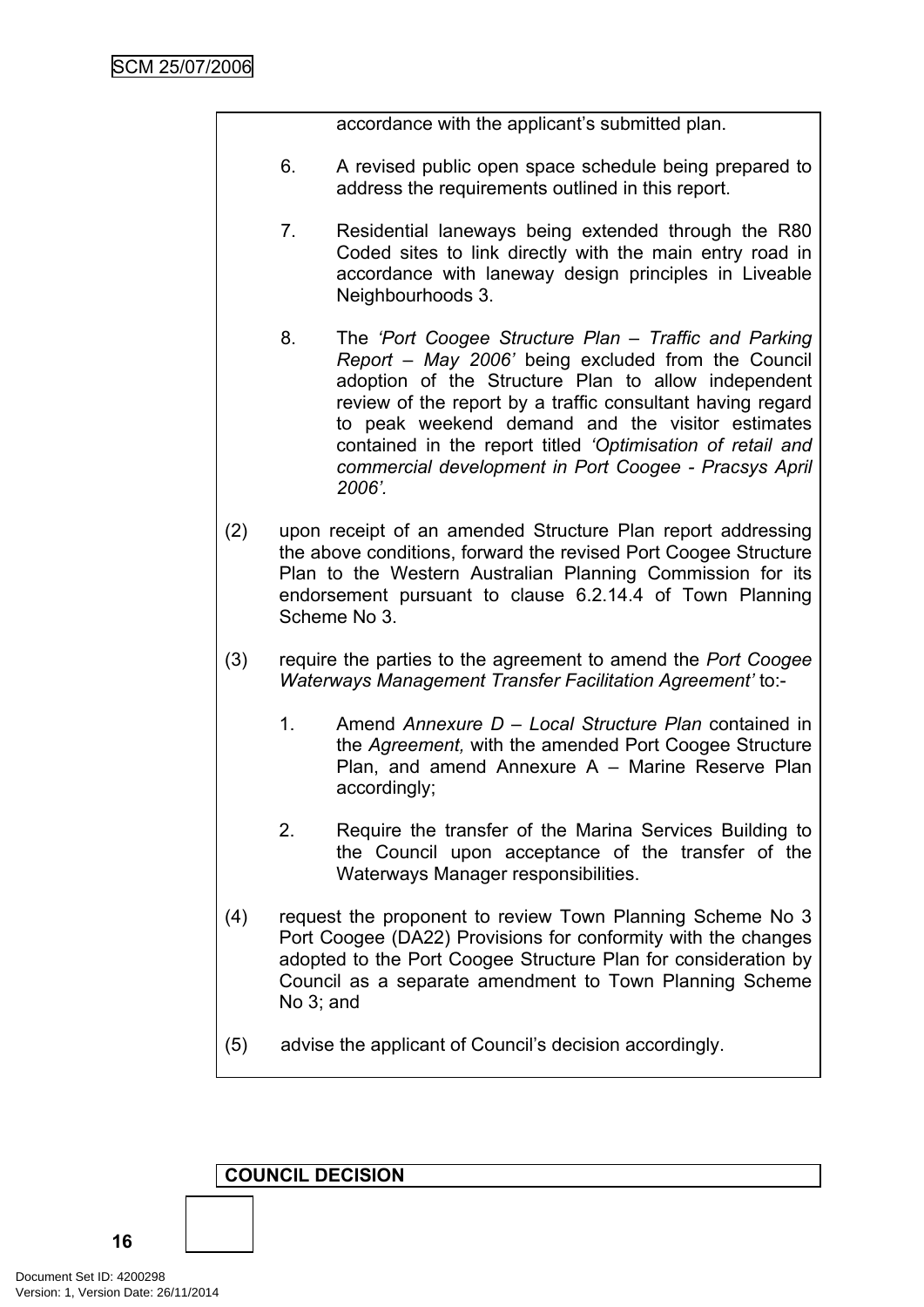accordance with the applicant's submitted plan.

6. A revised public open space schedule being prepared to address the requirements outlined in this report.

7. Residential laneways being extended through the R80 Coded sites to link directly with the main entry road in accordance with laneway design principles in Liveable Neighbourhoods 3.

8. The *'Port Coogee Structure Plan – Traffic and Parking Report – May 2006'* being excluded from the Council adoption of the Structure Plan to allow independent review of the report by a traffic consultant having regard to peak weekend demand and the visitor estimates contained in the report titled *'Optimisation of retail and commercial development in Port Coogee - Pracsys April 2006'.*

(2) upon receipt of an amended Structure Plan report addressing the above conditions, forward the revised Port Coogee Structure Plan to the Western Australian Planning Commission for its endorsement pursuant to clause 6.2.14.4 of Town Planning Scheme No 3.

(3) require the parties to the agreement to amend the *Port Coogee Waterways Management Transfer Facilitation Agreement'* to:-

1. Amend *Annexure D – Local Structure Plan* contained in the *Agreement,* with the amended Port Coogee Structure Plan, and amend Annexure A – Marine Reserve Plan accordingly;

2. Require the transfer of the Marina Services Building to the Council upon acceptance of the transfer of the Waterways Manager responsibilities.

(4) request the proponent to review Town Planning Scheme No 3 Port Coogee (DA22) Provisions for conformity with the changes adopted to the Port Coogee Structure Plan for consideration by Council as a separate amendment to Town Planning Scheme No 3; and

(5) advise the applicant of Council's decision accordingly.

**COUNCIL DECISION**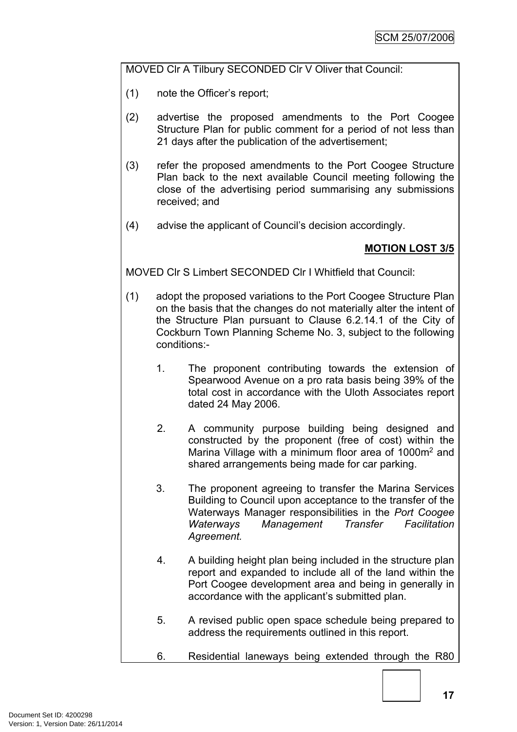MOVED Clr A Tilbury SECONDED Clr V Oliver that Council:

(1) note the Officer's report;

(2) advertise the proposed amendments to the Port Coogee Structure Plan for public comment for a period of not less than 21 days after the publication of the advertisement;

(3) refer the proposed amendments to the Port Coogee Structure Plan back to the next available Council meeting following the close of the advertising period summarising any submissions received; and

(4) advise the applicant of Council's decision accordingly.

**MOTION LOST 3/5**

MOVED Clr S Limbert SECONDED Clr I Whitfield that Council:

(1) adopt the proposed variations to the Port Coogee Structure Plan on the basis that the changes do not materially alter the intent of the Structure Plan pursuant to Clause 6.2.14.1 of the City of Cockburn Town Planning Scheme No. 3, subject to the following conditions:-

1. The proponent contributing towards the extension of Spearwood Avenue on a pro rata basis being 39% of the total cost in accordance with the Uloth Associates report dated 24 May 2006.

2. A community purpose building being designed and constructed by the proponent (free of cost) within the Marina Village with a minimum floor area of 1000m$^2$ and shared arrangements being made for car parking.

3. The proponent agreeing to transfer the Marina Services Building to Council upon acceptance to the transfer of the Waterways Manager responsibilities in the *Port Coogee Waterways Management Transfer Facilitation Agreement.*

4. A building height plan being included in the structure plan report and expanded to include all of the land within the Port Coogee development area and being in generally in accordance with the applicant's submitted plan.

5. A revised public open space schedule being prepared to address the requirements outlined in this report.

6. Residential laneways being extended through the R80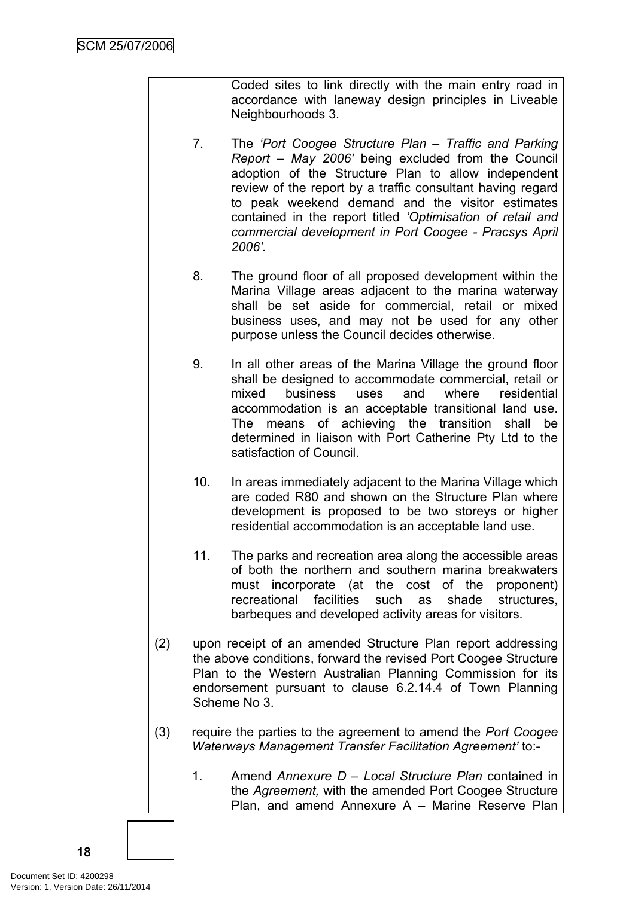Coded sites to link directly with the main entry road in accordance with laneway design principles in Liveable Neighbourhoods 3.

7. The *'Port Coogee Structure Plan – Traffic and Parking Report – May 2006'* being excluded from the Council adoption of the Structure Plan to allow independent review of the report by a traffic consultant having regard to peak weekend demand and the visitor estimates contained in the report titled *'Optimisation of retail and commercial development in Port Coogee - Pracsys April 2006'.*

8. The ground floor of all proposed development within the Marina Village areas adjacent to the marina waterway shall be set aside for commercial, retail or mixed business uses, and may not be used for any other purpose unless the Council decides otherwise.

9. In all other areas of the Marina Village the ground floor shall be designed to accommodate commercial, retail or mixed business uses and where residential accommodation is an acceptable transitional land use. The means of achieving the transition shall be determined in liaison with Port Catherine Pty Ltd to the satisfaction of Council.

10. In areas immediately adjacent to the Marina Village which are coded R80 and shown on the Structure Plan where development is proposed to be two storeys or higher residential accommodation is an acceptable land use.

11. The parks and recreation area along the accessible areas of both the northern and southern marina breakwaters must incorporate (at the cost of the proponent) recreational facilities such as shade structures, barbeques and developed activity areas for visitors.

(2) upon receipt of an amended Structure Plan report addressing the above conditions, forward the revised Port Coogee Structure Plan to the Western Australian Planning Commission for its endorsement pursuant to clause 6.2.14.4 of Town Planning Scheme No 3.

(3) require the parties to the agreement to amend the *Port Coogee Waterways Management Transfer Facilitation Agreement'* to:-

1. Amend *Annexure D – Local Structure Plan* contained in the *Agreement,* with the amended Port Coogee Structure Plan, and amend Annexure A – Marine Reserve Plan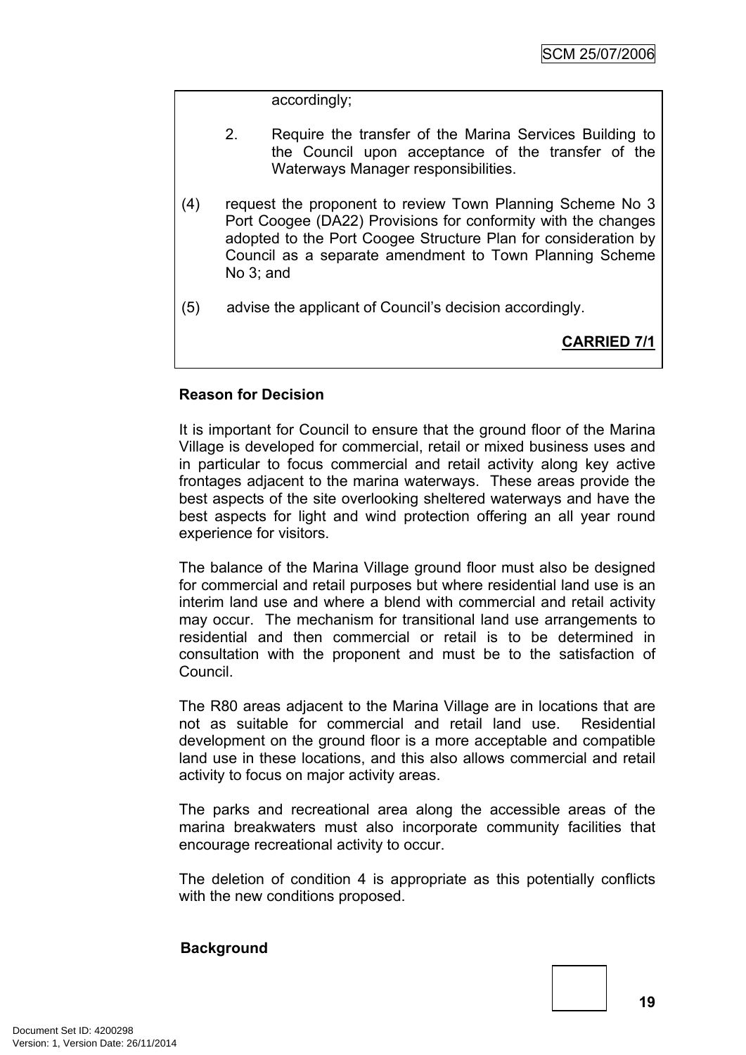accordingly;

2. Require the transfer of the Marina Services Building to the Council upon acceptance of the transfer of the Waterways Manager responsibilities.

(4) request the proponent to review Town Planning Scheme No 3 Port Coogee (DA22) Provisions for conformity with the changes adopted to the Port Coogee Structure Plan for consideration by Council as a separate amendment to Town Planning Scheme No 3; and

(5) advise the applicant of Council's decision accordingly.

**CARRIED 7/1**

**Reason for Decision**

It is important for Council to ensure that the ground floor of the Marina Village is developed for commercial, retail or mixed business uses and in particular to focus commercial and retail activity along key active frontages adjacent to the marina waterways. These areas provide the best aspects of the site overlooking sheltered waterways and have the best aspects for light and wind protection offering an all year round experience for visitors.

The balance of the Marina Village ground floor must also be designed for commercial and retail purposes but where residential land use is an interim land use and where a blend with commercial and retail activity may occur. The mechanism for transitional land use arrangements to residential and then commercial or retail is to be determined in consultation with the proponent and must be to the satisfaction of Council.

The R80 areas adjacent to the Marina Village are in locations that are not as suitable for commercial and retail land use. Residential development on the ground floor is a more acceptable and compatible land use in these locations, and this also allows commercial and retail activity to focus on major activity areas.

The parks and recreational area along the accessible areas of the marina breakwaters must also incorporate community facilities that encourage recreational activity to occur.

The deletion of condition 4 is appropriate as this potentially conflicts with the new conditions proposed.

**Background**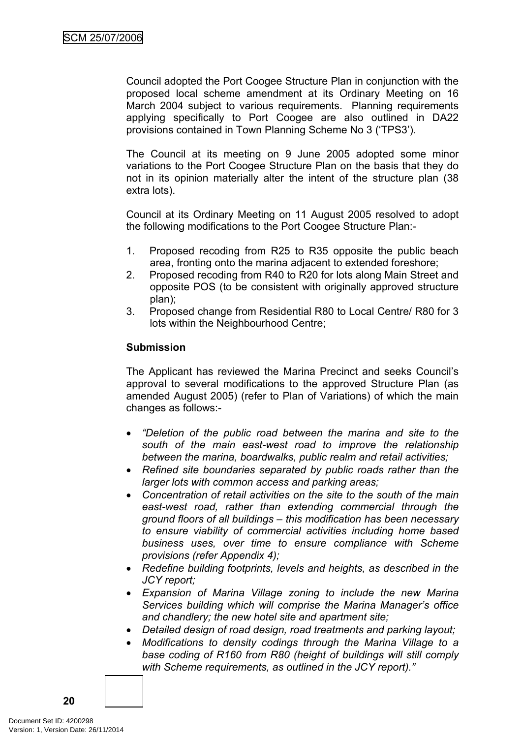Council adopted the Port Coogee Structure Plan in conjunction with the proposed local scheme amendment at its Ordinary Meeting on 16 March 2004 subject to various requirements. Planning requirements applying specifically to Port Coogee are also outlined in DA22 provisions contained in Town Planning Scheme No 3 ('TPS3').

The Council at its meeting on 9 June 2005 adopted some minor variations to the Port Coogee Structure Plan on the basis that they do not in its opinion materially alter the intent of the structure plan (38 extra lots).

Council at its Ordinary Meeting on 11 August 2005 resolved to adopt the following modifications to the Port Coogee Structure Plan:-

1. Proposed recoding from R25 to R35 opposite the public beach area, fronting onto the marina adjacent to extended foreshore;
2. Proposed recoding from R40 to R20 for lots along Main Street and opposite POS (to be consistent with originally approved structure plan);
3. Proposed change from Residential R80 to Local Centre/ R80 for 3 lots within the Neighbourhood Centre;

**Submission**

The Applicant has reviewed the Marina Precinct and seeks Council's approval to several modifications to the approved Structure Plan (as amended August 2005) (refer to Plan of Variations) of which the main changes as follows:-

- *"Deletion of the public road between the marina and site to the south of the main east-west road to improve the relationship between the marina, boardwalks, public realm and retail activities;*
- *Refined site boundaries separated by public roads rather than the larger lots with common access and parking areas;*
- *Concentration of retail activities on the site to the south of the main east-west road, rather than extending commercial through the ground floors of all buildings – this modification has been necessary to ensure viability of commercial activities including home based business uses, over time to ensure compliance with Scheme provisions (refer Appendix 4);*
- *Redefine building footprints, levels and heights, as described in the JCY report;*
- *Expansion of Marina Village zoning to include the new Marina Services building which will comprise the Marina Manager's office and chandlery; the new hotel site and apartment site;*
- *Detailed design of road design, road treatments and parking layout;*
- *Modifications to density codings through the Marina Village to a base coding of R160 from R80 (height of buildings will still comply with Scheme requirements, as outlined in the JCY report)."*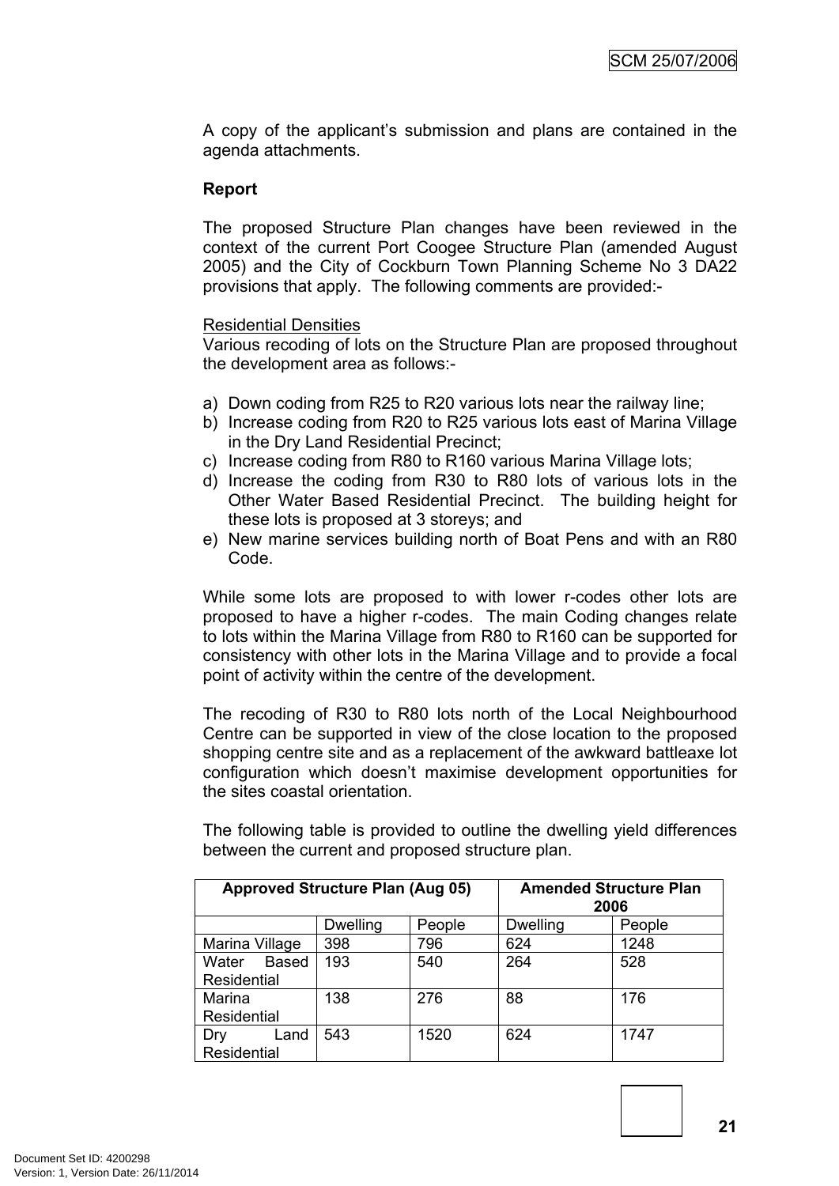A copy of the applicant's submission and plans are contained in the agenda attachments.

**Report**

The proposed Structure Plan changes have been reviewed in the context of the current Port Coogee Structure Plan (amended August 2005) and the City of Cockburn Town Planning Scheme No 3 DA22 provisions that apply. The following comments are provided:-

Residential Densities

Various recoding of lots on the Structure Plan are proposed throughout the development area as follows:-

a) Down coding from R25 to R20 various lots near the railway line;
b) Increase coding from R20 to R25 various lots east of Marina Village in the Dry Land Residential Precinct;
c) Increase coding from R80 to R160 various Marina Village lots;
d) Increase the coding from R30 to R80 lots of various lots in the Other Water Based Residential Precinct. The building height for these lots is proposed at 3 storeys; and
e) New marine services building north of Boat Pens and with an R80 Code.

While some lots are proposed to with lower r-codes other lots are proposed to have a higher r-codes. The main Coding changes relate to lots within the Marina Village from R80 to R160 can be supported for consistency with other lots in the Marina Village and to provide a focal point of activity within the centre of the development.

The recoding of R30 to R80 lots north of the Local Neighbourhood Centre can be supported in view of the close location to the proposed shopping centre site and as a replacement of the awkward battleaxe lot configuration which doesn't maximise development opportunities for the sites coastal orientation.

The following table is provided to outline the dwelling yield differences between the current and proposed structure plan.

| Approved Structure Plan (Aug 05) | | | Amended Structure Plan 2006 | |
|---|---|---|---|---|
| | Dwelling | People | Dwelling | People |
| Marina Village | 398 | 796 | 624 | 1248 |
| Water Based Residential | 193 | 540 | 264 | 528 |
| Marina Residential | 138 | 276 | 88 | 176 |
| Dry Land Residential | 543 | 1520 | 624 | 1747 |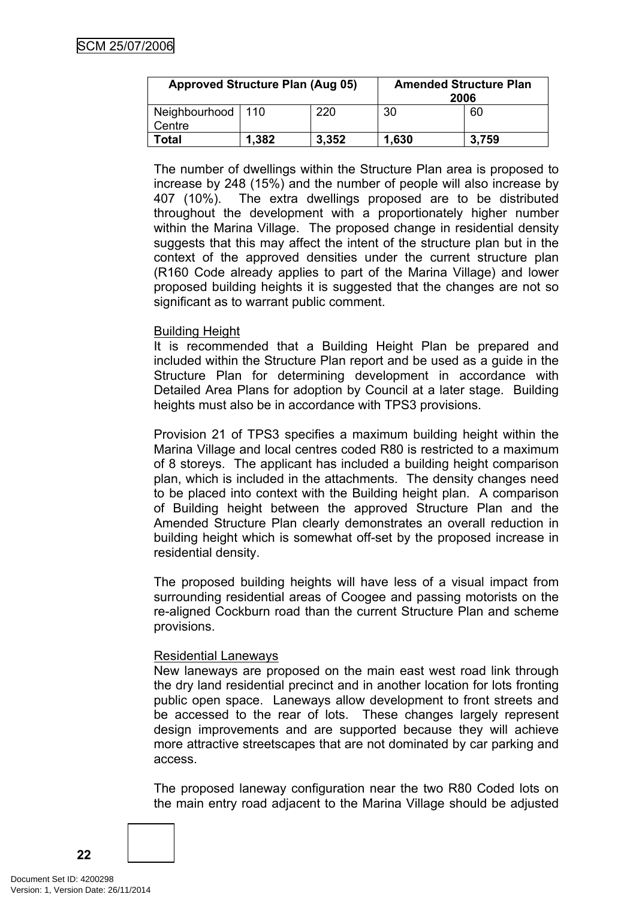| Approved Structure Plan (Aug 05) | | | Amended Structure Plan 2006 | |
|---|---|---|---|---|
| Neighbourhood Centre | 110 | 220 | 30 | 60 |
| **Total** | **1,382** | **3,352** | **1,630** | **3,759** |

The number of dwellings within the Structure Plan area is proposed to increase by 248 (15%) and the number of people will also increase by 407 (10%). The extra dwellings proposed are to be distributed throughout the development with a proportionately higher number within the Marina Village. The proposed change in residential density suggests that this may affect the intent of the structure plan but in the context of the approved densities under the current structure plan (R160 Code already applies to part of the Marina Village) and lower proposed building heights it is suggested that the changes are not so significant as to warrant public comment.

Building Height

It is recommended that a Building Height Plan be prepared and included within the Structure Plan report and be used as a guide in the Structure Plan for determining development in accordance with Detailed Area Plans for adoption by Council at a later stage. Building heights must also be in accordance with TPS3 provisions.

Provision 21 of TPS3 specifies a maximum building height within the Marina Village and local centres coded R80 is restricted to a maximum of 8 storeys. The applicant has included a building height comparison plan, which is included in the attachments. The density changes need to be placed into context with the Building height plan. A comparison of Building height between the approved Structure Plan and the Amended Structure Plan clearly demonstrates an overall reduction in building height which is somewhat off-set by the proposed increase in residential density.

The proposed building heights will have less of a visual impact from surrounding residential areas of Coogee and passing motorists on the re-aligned Cockburn road than the current Structure Plan and scheme provisions.

Residential Laneways

New laneways are proposed on the main east west road link through the dry land residential precinct and in another location for lots fronting public open space. Laneways allow development to front streets and be accessed to the rear of lots. These changes largely represent design improvements and are supported because they will achieve more attractive streetscapes that are not dominated by car parking and access.

The proposed laneway configuration near the two R80 Coded lots on the main entry road adjacent to the Marina Village should be adjusted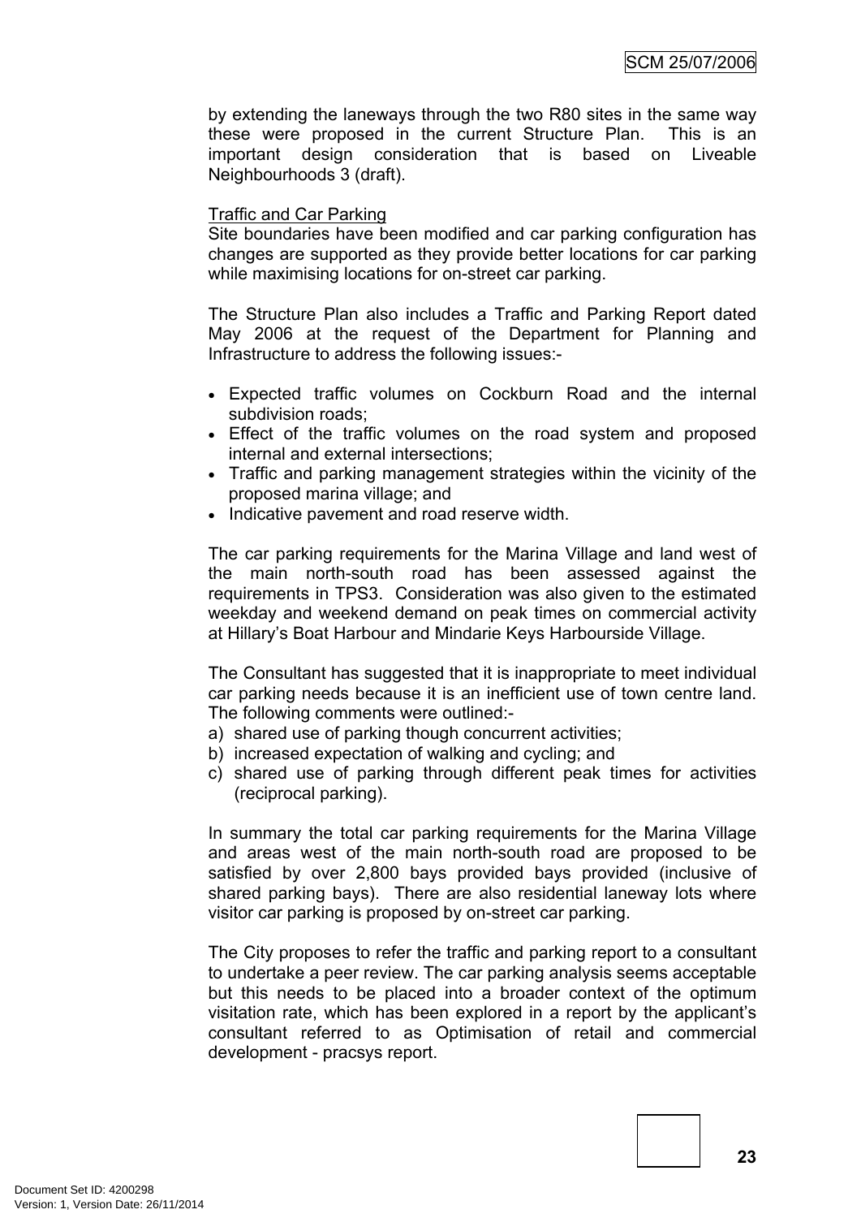by extending the laneways through the two R80 sites in the same way these were proposed in the current Structure Plan. This is an important design consideration that is based on Liveable Neighbourhoods 3 (draft).

<u>Traffic and Car Parking</u>

Site boundaries have been modified and car parking configuration has changes are supported as they provide better locations for car parking while maximising locations for on-street car parking.

The Structure Plan also includes a Traffic and Parking Report dated May 2006 at the request of the Department for Planning and Infrastructure to address the following issues:-

- Expected traffic volumes on Cockburn Road and the internal subdivision roads;
- Effect of the traffic volumes on the road system and proposed internal and external intersections;
- Traffic and parking management strategies within the vicinity of the proposed marina village; and
- Indicative pavement and road reserve width.

The car parking requirements for the Marina Village and land west of the main north-south road has been assessed against the requirements in TPS3. Consideration was also given to the estimated weekday and weekend demand on peak times on commercial activity at Hillary's Boat Harbour and Mindarie Keys Harbourside Village.

The Consultant has suggested that it is inappropriate to meet individual car parking needs because it is an inefficient use of town centre land. The following comments were outlined:-

a) shared use of parking though concurrent activities;
b) increased expectation of walking and cycling; and
c) shared use of parking through different peak times for activities (reciprocal parking).

In summary the total car parking requirements for the Marina Village and areas west of the main north-south road are proposed to be satisfied by over 2,800 bays provided bays provided (inclusive of shared parking bays). There are also residential laneway lots where visitor car parking is proposed by on-street car parking.

The City proposes to refer the traffic and parking report to a consultant to undertake a peer review. The car parking analysis seems acceptable but this needs to be placed into a broader context of the optimum visitation rate, which has been explored in a report by the applicant's consultant referred to as Optimisation of retail and commercial development - pracsys report.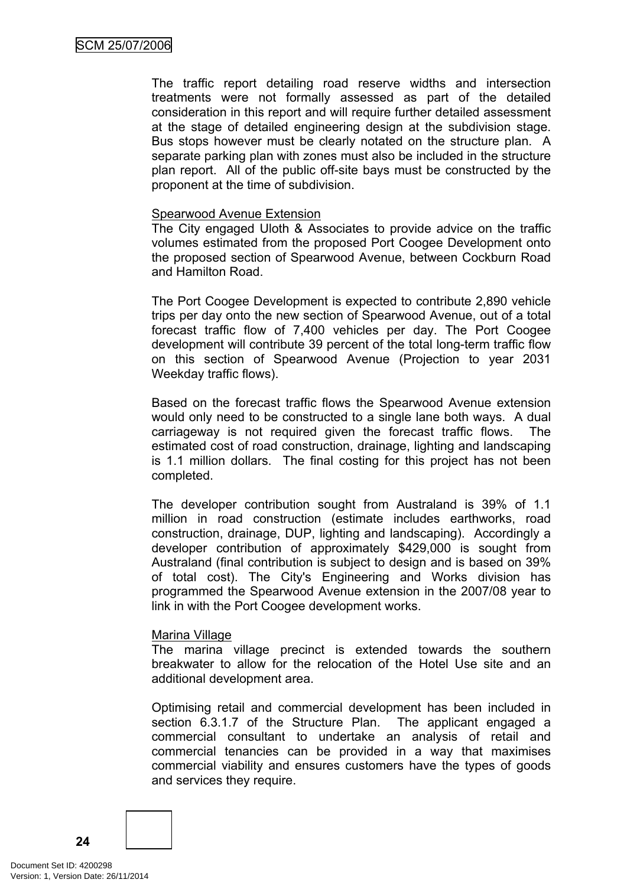The traffic report detailing road reserve widths and intersection treatments were not formally assessed as part of the detailed consideration in this report and will require further detailed assessment at the stage of detailed engineering design at the subdivision stage. Bus stops however must be clearly notated on the structure plan. A separate parking plan with zones must also be included in the structure plan report. All of the public off-site bays must be constructed by the proponent at the time of subdivision.

Spearwood Avenue Extension

The City engaged Uloth & Associates to provide advice on the traffic volumes estimated from the proposed Port Coogee Development onto the proposed section of Spearwood Avenue, between Cockburn Road and Hamilton Road.

The Port Coogee Development is expected to contribute 2,890 vehicle trips per day onto the new section of Spearwood Avenue, out of a total forecast traffic flow of 7,400 vehicles per day. The Port Coogee development will contribute 39 percent of the total long-term traffic flow on this section of Spearwood Avenue (Projection to year 2031 Weekday traffic flows).

Based on the forecast traffic flows the Spearwood Avenue extension would only need to be constructed to a single lane both ways. A dual carriageway is not required given the forecast traffic flows. The estimated cost of road construction, drainage, lighting and landscaping is 1.1 million dollars. The final costing for this project has not been completed.

The developer contribution sought from Australand is 39% of 1.1 million in road construction (estimate includes earthworks, road construction, drainage, DUP, lighting and landscaping). Accordingly a developer contribution of approximately $429,000 is sought from Australand (final contribution is subject to design and is based on 39% of total cost). The City's Engineering and Works division has programmed the Spearwood Avenue extension in the 2007/08 year to link in with the Port Coogee development works.

Marina Village

The marina village precinct is extended towards the southern breakwater to allow for the relocation of the Hotel Use site and an additional development area.

Optimising retail and commercial development has been included in section 6.3.1.7 of the Structure Plan. The applicant engaged a commercial consultant to undertake an analysis of retail and commercial tenancies can be provided in a way that maximises commercial viability and ensures customers have the types of goods and services they require.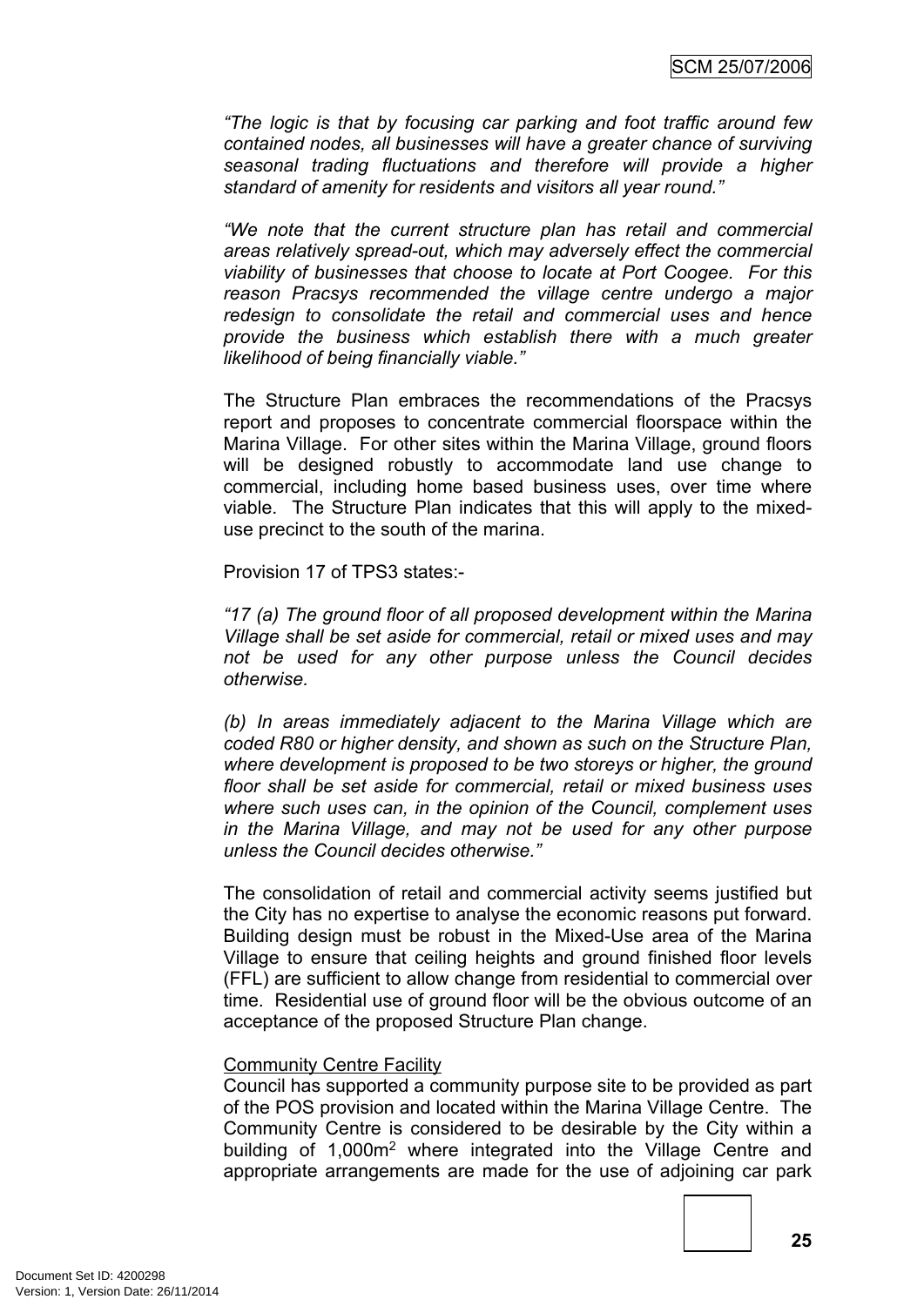*"The logic is that by focusing car parking and foot traffic around few contained nodes, all businesses will have a greater chance of surviving seasonal trading fluctuations and therefore will provide a higher standard of amenity for residents and visitors all year round."*

*"We note that the current structure plan has retail and commercial areas relatively spread-out, which may adversely effect the commercial viability of businesses that choose to locate at Port Coogee. For this reason Pracsys recommended the village centre undergo a major redesign to consolidate the retail and commercial uses and hence provide the business which establish there with a much greater likelihood of being financially viable."*

The Structure Plan embraces the recommendations of the Pracsys report and proposes to concentrate commercial floorspace within the Marina Village. For other sites within the Marina Village, ground floors will be designed robustly to accommodate land use change to commercial, including home based business uses, over time where viable. The Structure Plan indicates that this will apply to the mixed-use precinct to the south of the marina.

Provision 17 of TPS3 states:-

*"17 (a) The ground floor of all proposed development within the Marina Village shall be set aside for commercial, retail or mixed uses and may not be used for any other purpose unless the Council decides otherwise.*

*(b) In areas immediately adjacent to the Marina Village which are coded R80 or higher density, and shown as such on the Structure Plan, where development is proposed to be two storeys or higher, the ground floor shall be set aside for commercial, retail or mixed business uses where such uses can, in the opinion of the Council, complement uses in the Marina Village, and may not be used for any other purpose unless the Council decides otherwise."*

The consolidation of retail and commercial activity seems justified but the City has no expertise to analyse the economic reasons put forward. Building design must be robust in the Mixed-Use area of the Marina Village to ensure that ceiling heights and ground finished floor levels (FFL) are sufficient to allow change from residential to commercial over time. Residential use of ground floor will be the obvious outcome of an acceptance of the proposed Structure Plan change.

Community Centre Facility

Council has supported a community purpose site to be provided as part of the POS provision and located within the Marina Village Centre. The Community Centre is considered to be desirable by the City within a building of 1,000m$^2$ where integrated into the Village Centre and appropriate arrangements are made for the use of adjoining car park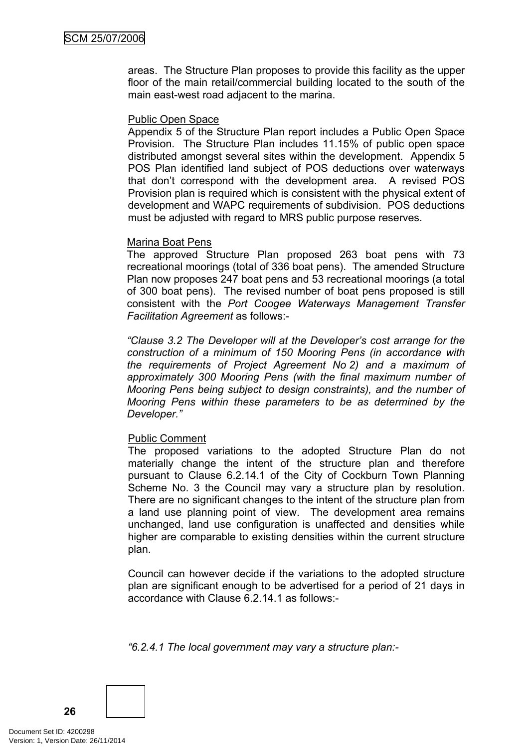areas. The Structure Plan proposes to provide this facility as the upper floor of the main retail/commercial building located to the south of the main east-west road adjacent to the marina.

Public Open Space

Appendix 5 of the Structure Plan report includes a Public Open Space Provision. The Structure Plan includes 11.15% of public open space distributed amongst several sites within the development. Appendix 5 POS Plan identified land subject of POS deductions over waterways that don't correspond with the development area. A revised POS Provision plan is required which is consistent with the physical extent of development and WAPC requirements of subdivision. POS deductions must be adjusted with regard to MRS public purpose reserves.

Marina Boat Pens

The approved Structure Plan proposed 263 boat pens with 73 recreational moorings (total of 336 boat pens). The amended Structure Plan now proposes 247 boat pens and 53 recreational moorings (a total of 300 boat pens). The revised number of boat pens proposed is still consistent with the *Port Coogee Waterways Management Transfer Facilitation Agreement* as follows:-

*"Clause 3.2 The Developer will at the Developer's cost arrange for the construction of a minimum of 150 Mooring Pens (in accordance with the requirements of Project Agreement No 2) and a maximum of approximately 300 Mooring Pens (with the final maximum number of Mooring Pens being subject to design constraints), and the number of Mooring Pens within these parameters to be as determined by the Developer."*

Public Comment

The proposed variations to the adopted Structure Plan do not materially change the intent of the structure plan and therefore pursuant to Clause 6.2.14.1 of the City of Cockburn Town Planning Scheme No. 3 the Council may vary a structure plan by resolution. There are no significant changes to the intent of the structure plan from a land use planning point of view. The development area remains unchanged, land use configuration is unaffected and densities while higher are comparable to existing densities within the current structure plan.

Council can however decide if the variations to the adopted structure plan are significant enough to be advertised for a period of 21 days in accordance with Clause 6.2.14.1 as follows:-

*"6.2.4.1 The local government may vary a structure plan:-*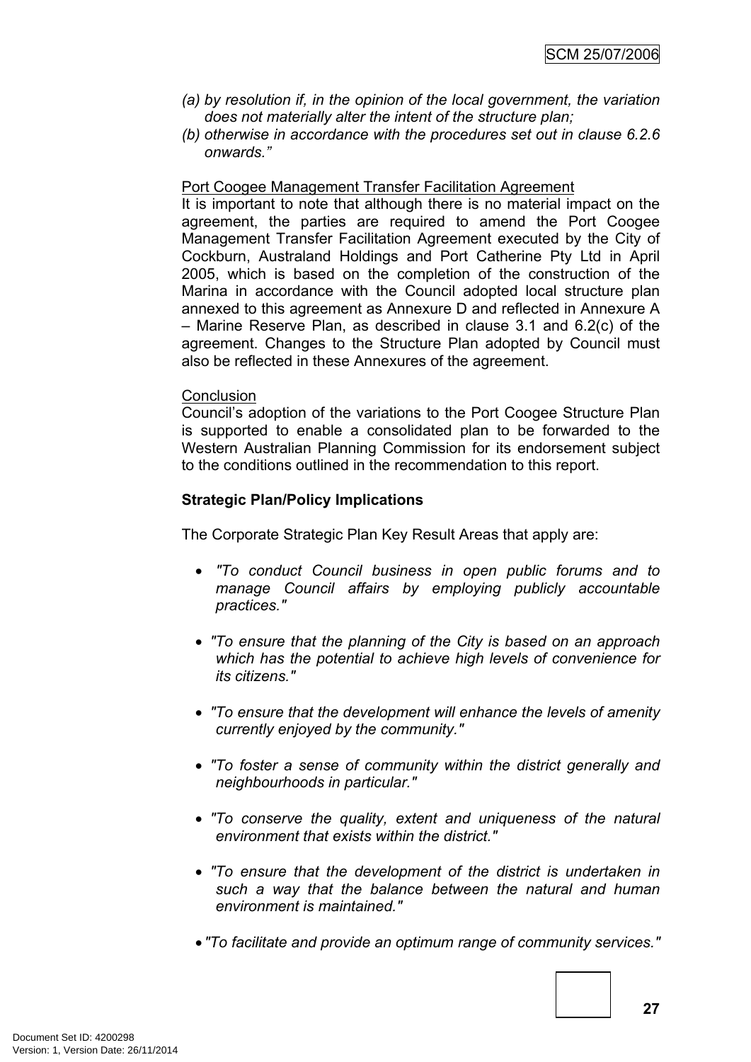*(a) by resolution if, in the opinion of the local government, the variation does not materially alter the intent of the structure plan;*

*(b) otherwise in accordance with the procedures set out in clause 6.2.6 onwards."*

<u>Port Coogee Management Transfer Facilitation Agreement</u>

It is important to note that although there is no material impact on the agreement, the parties are required to amend the Port Coogee Management Transfer Facilitation Agreement executed by the City of Cockburn, Australand Holdings and Port Catherine Pty Ltd in April 2005, which is based on the completion of the construction of the Marina in accordance with the Council adopted local structure plan annexed to this agreement as Annexure D and reflected in Annexure A – Marine Reserve Plan, as described in clause 3.1 and 6.2(c) of the agreement. Changes to the Structure Plan adopted by Council must also be reflected in these Annexures of the agreement.

<u>Conclusion</u>

Council's adoption of the variations to the Port Coogee Structure Plan is supported to enable a consolidated plan to be forwarded to the Western Australian Planning Commission for its endorsement subject to the conditions outlined in the recommendation to this report.

**Strategic Plan/Policy Implications**

The Corporate Strategic Plan Key Result Areas that apply are:

- *"To conduct Council business in open public forums and to manage Council affairs by employing publicly accountable practices."*
- *"To ensure that the planning of the City is based on an approach which has the potential to achieve high levels of convenience for its citizens."*
- *"To ensure that the development will enhance the levels of amenity currently enjoyed by the community."*
- *"To foster a sense of community within the district generally and neighbourhoods in particular."*
- *"To conserve the quality, extent and uniqueness of the natural environment that exists within the district."*
- *"To ensure that the development of the district is undertaken in such a way that the balance between the natural and human environment is maintained."*
- *"To facilitate and provide an optimum range of community services."*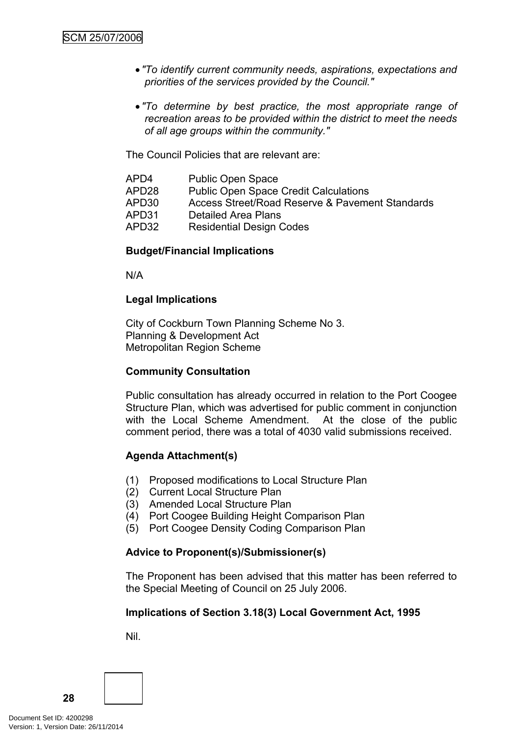- *"To identify current community needs, aspirations, expectations and priorities of the services provided by the Council."*

- *"To determine by best practice, the most appropriate range of recreation areas to be provided within the district to meet the needs of all age groups within the community."*

The Council Policies that are relevant are:

| | |
|---|---|
| APD4 | Public Open Space |
| APD28 | Public Open Space Credit Calculations |
| APD30 | Access Street/Road Reserve & Pavement Standards |
| APD31 | Detailed Area Plans |
| APD32 | Residential Design Codes |

**Budget/Financial Implications**

N/A

**Legal Implications**

City of Cockburn Town Planning Scheme No 3.
Planning & Development Act
Metropolitan Region Scheme

**Community Consultation**

Public consultation has already occurred in relation to the Port Coogee Structure Plan, which was advertised for public comment in conjunction with the Local Scheme Amendment. At the close of the public comment period, there was a total of 4030 valid submissions received.

**Agenda Attachment(s)**

(1) Proposed modifications to Local Structure Plan
(2) Current Local Structure Plan
(3) Amended Local Structure Plan
(4) Port Coogee Building Height Comparison Plan
(5) Port Coogee Density Coding Comparison Plan

**Advice to Proponent(s)/Submissioner(s)**

The Proponent has been advised that this matter has been referred to the Special Meeting of Council on 25 July 2006.

**Implications of Section 3.18(3) Local Government Act, 1995**

Nil.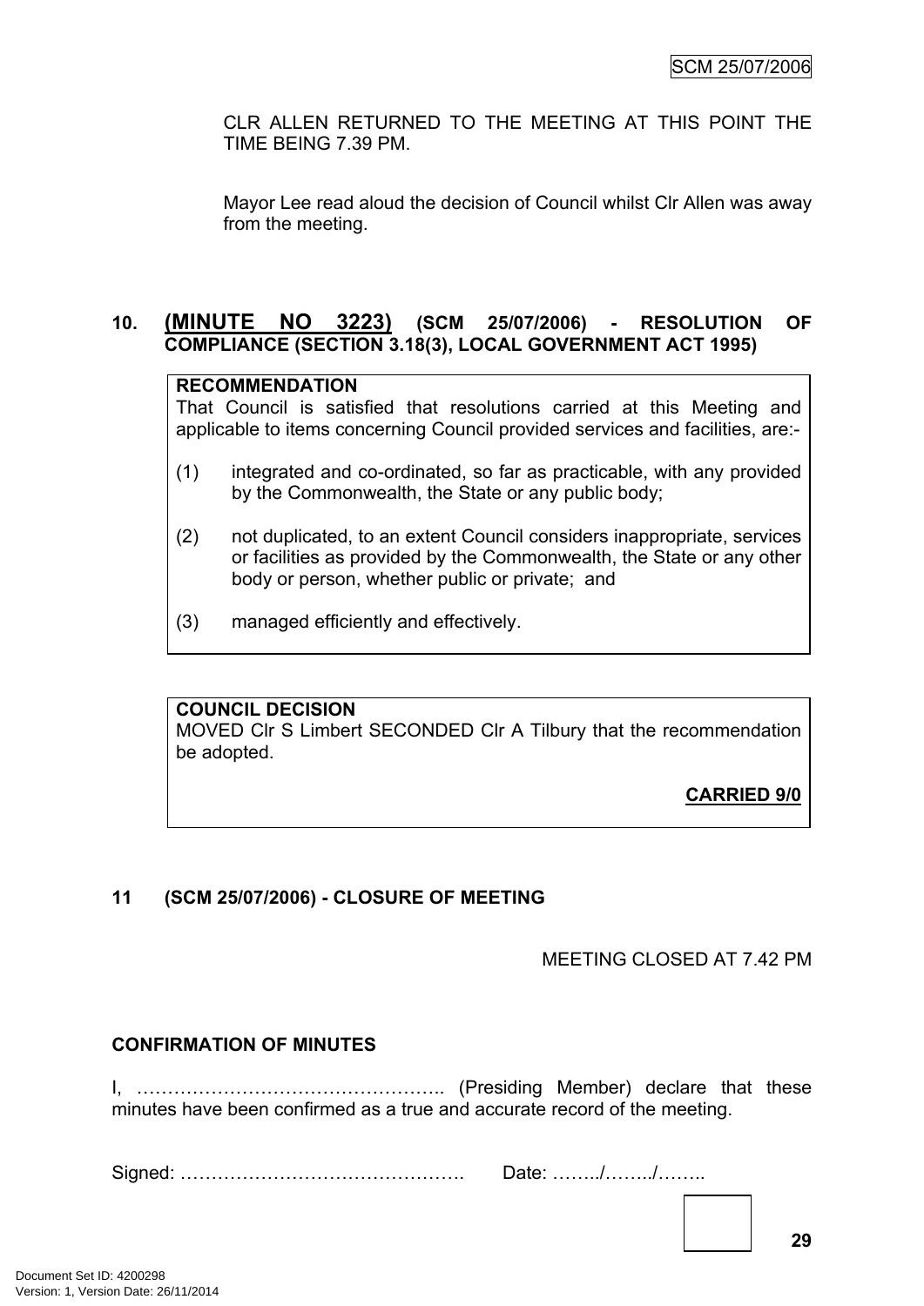CLR ALLEN RETURNED TO THE MEETING AT THIS POINT THE TIME BEING 7.39 PM.

Mayor Lee read aloud the decision of Council whilst Clr Allen was away from the meeting.

## 10. **(MINUTE NO 3223)** (SCM 25/07/2006) - RESOLUTION OF COMPLIANCE (SECTION 3.18(3), LOCAL GOVERNMENT ACT 1995)

**RECOMMENDATION**

That Council is satisfied that resolutions carried at this Meeting and applicable to items concerning Council provided services and facilities, are:-

(1) integrated and co-ordinated, so far as practicable, with any provided by the Commonwealth, the State or any public body;

(2) not duplicated, to an extent Council considers inappropriate, services or facilities as provided by the Commonwealth, the State or any other body or person, whether public or private; and

(3) managed efficiently and effectively.

**COUNCIL DECISION**

MOVED Clr S Limbert SECONDED Clr A Tilbury that the recommendation be adopted.

**CARRIED 9/0**

## 11 (SCM 25/07/2006) - CLOSURE OF MEETING

MEETING CLOSED AT 7.42 PM

**CONFIRMATION OF MINUTES**

I, ………………………………………….. (Presiding Member) declare that these minutes have been confirmed as a true and accurate record of the meeting.

Signed: ………………………………………. Date: ……../……../……..

Document Set ID: 4200298
Version: 1, Version Date: 26/11/2014